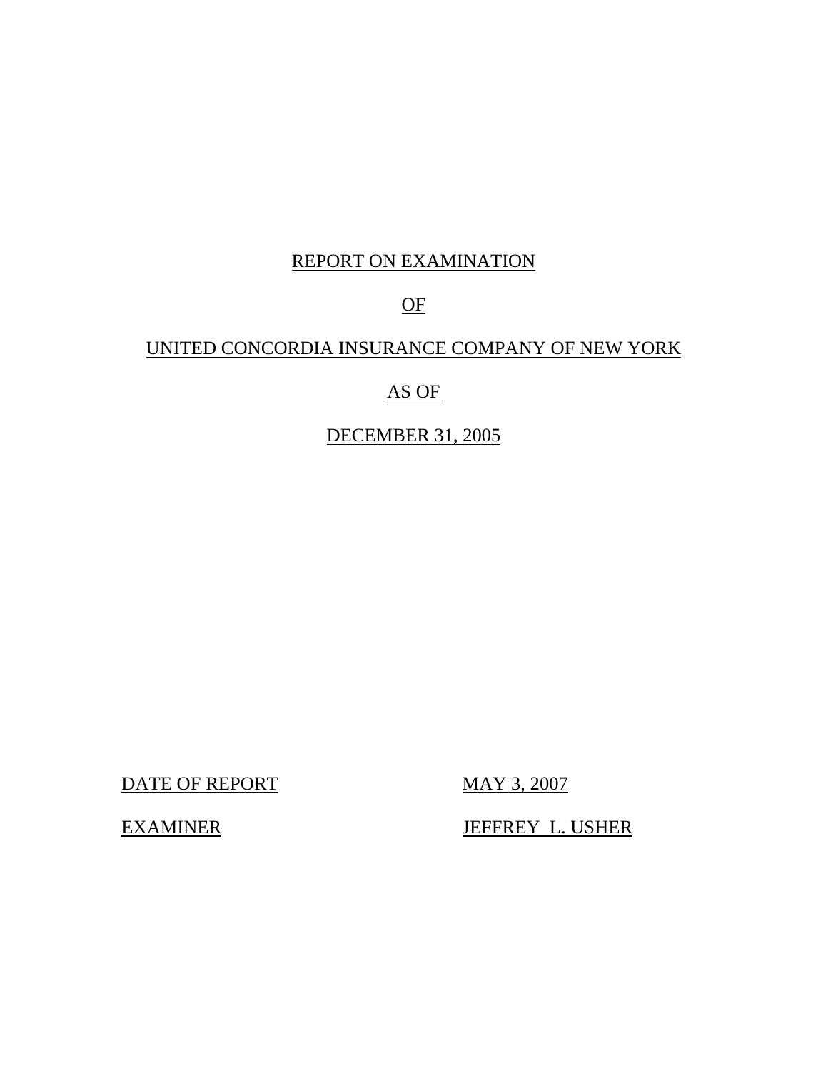REPORT ON EXAMINATION

OF

UNITED CONCORDIA INSURANCE COMPANY OF NEW YORK

AS OF

DECEMBER 31, 2005

| DATE OF REPORT | MAY 3, 2007 |
| --- | --- |
| EXAMINER | JEFFREY L. USHER |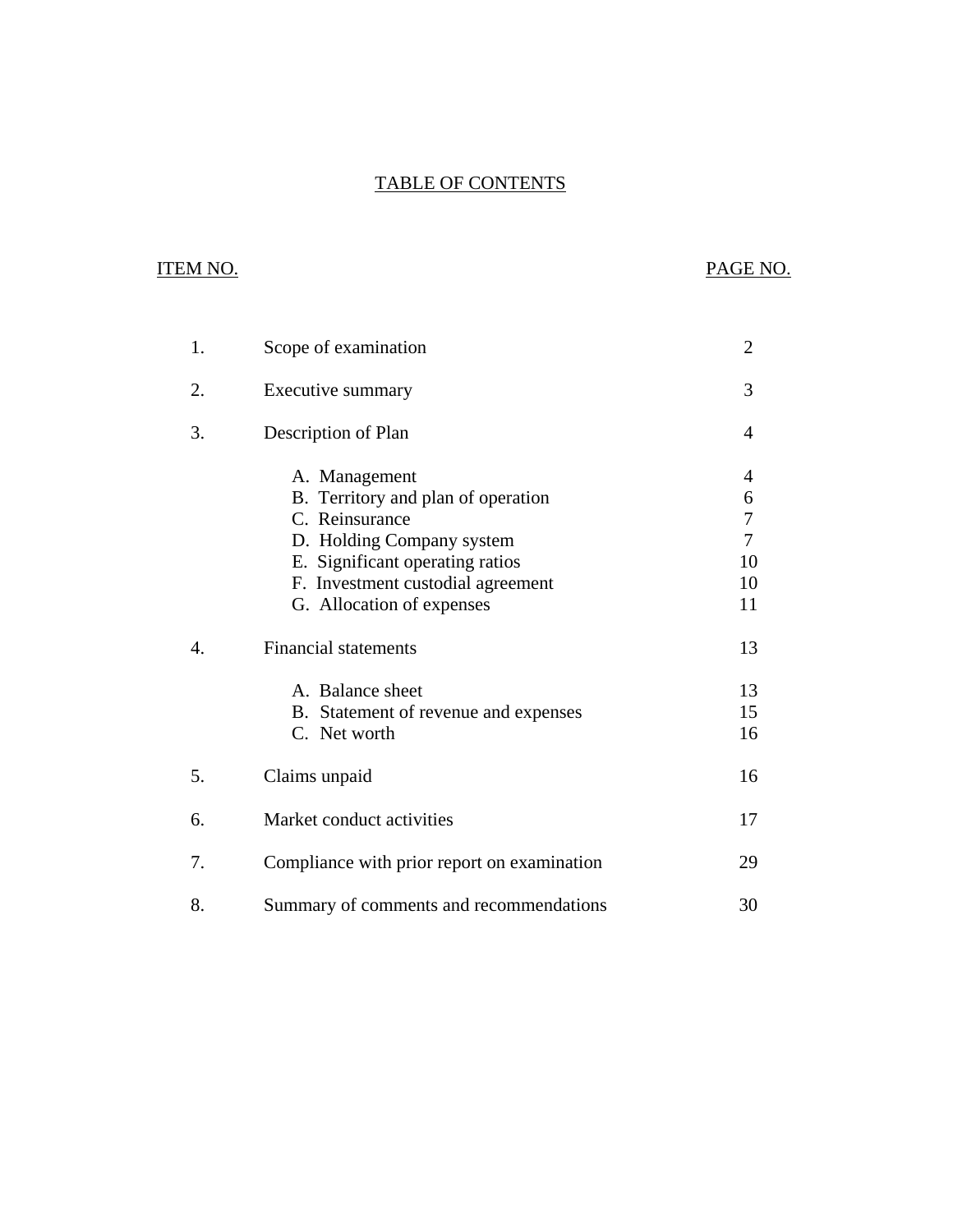# TABLE OF CONTENTS

| ITEM NO. | | PAGE NO. |
|---|---|---|
| 1. | Scope of examination | 2 |
| 2. | Executive summary | 3 |
| 3. | Description of Plan | 4 |
| | A. Management | 4 |
| | B. Territory and plan of operation | 6 |
| | C. Reinsurance | 7 |
| | D. Holding Company system | 7 |
| | E. Significant operating ratios | 10 |
| | F. Investment custodial agreement | 10 |
| | G. Allocation of expenses | 11 |
| 4. | Financial statements | 13 |
| | A. Balance sheet | 13 |
| | B. Statement of revenue and expenses | 15 |
| | C. Net worth | 16 |
| 5. | Claims unpaid | 16 |
| 6. | Market conduct activities | 17 |
| 7. | Compliance with prior report on examination | 29 |
| 8. | Summary of comments and recommendations | 30 |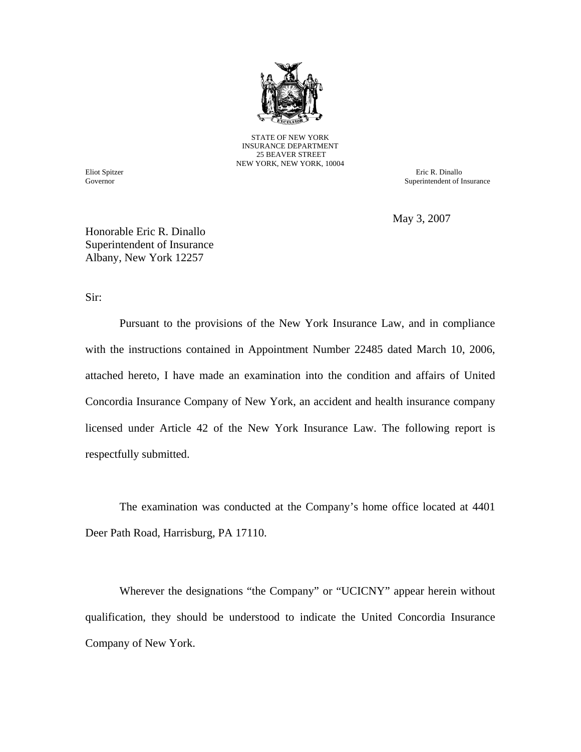STATE OF NEW YORK
INSURANCE DEPARTMENT
25 BEAVER STREET
NEW YORK, NEW YORK, 10004

Eliot Spitzer
Governor

Eric R. Dinallo
Superintendent of Insurance

May 3, 2007

Honorable Eric R. Dinallo
Superintendent of Insurance
Albany, New York 12257

Sir:

Pursuant to the provisions of the New York Insurance Law, and in compliance with the instructions contained in Appointment Number 22485 dated March 10, 2006, attached hereto, I have made an examination into the condition and affairs of United Concordia Insurance Company of New York, an accident and health insurance company licensed under Article 42 of the New York Insurance Law. The following report is respectfully submitted.

The examination was conducted at the Company's home office located at 4401 Deer Path Road, Harrisburg, PA 17110.

Wherever the designations "the Company" or "UCICNY" appear herein without qualification, they should be understood to indicate the United Concordia Insurance Company of New York.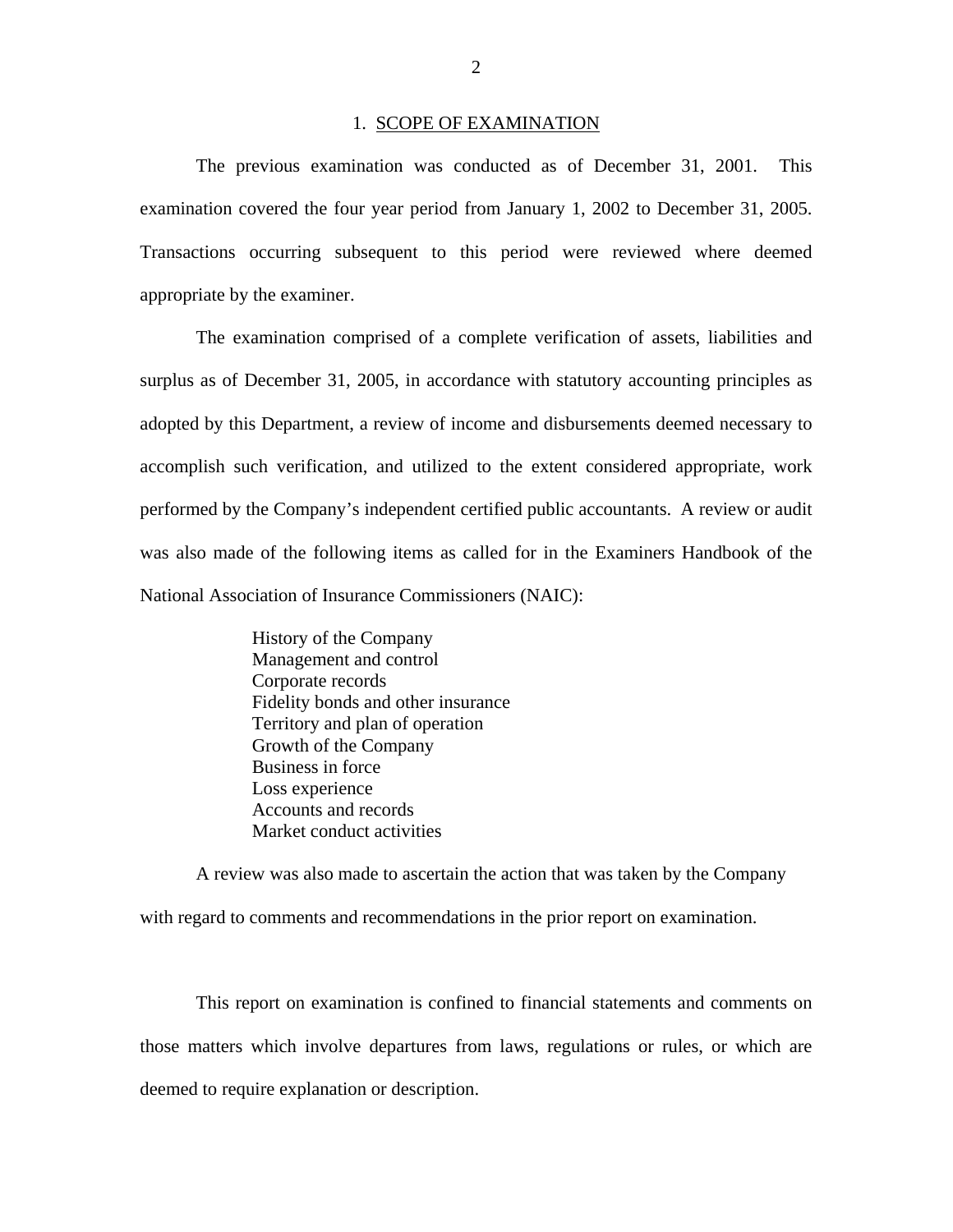## 1. SCOPE OF EXAMINATION

The previous examination was conducted as of December 31, 2001. This examination covered the four year period from January 1, 2002 to December 31, 2005. Transactions occurring subsequent to this period were reviewed where deemed appropriate by the examiner.

The examination comprised of a complete verification of assets, liabilities and surplus as of December 31, 2005, in accordance with statutory accounting principles as adopted by this Department, a review of income and disbursements deemed necessary to accomplish such verification, and utilized to the extent considered appropriate, work performed by the Company's independent certified public accountants. A review or audit was also made of the following items as called for in the Examiners Handbook of the National Association of Insurance Commissioners (NAIC):

- History of the Company
- Management and control
- Corporate records
- Fidelity bonds and other insurance
- Territory and plan of operation
- Growth of the Company
- Business in force
- Loss experience
- Accounts and records
- Market conduct activities

A review was also made to ascertain the action that was taken by the Company with regard to comments and recommendations in the prior report on examination.

This report on examination is confined to financial statements and comments on those matters which involve departures from laws, regulations or rules, or which are deemed to require explanation or description.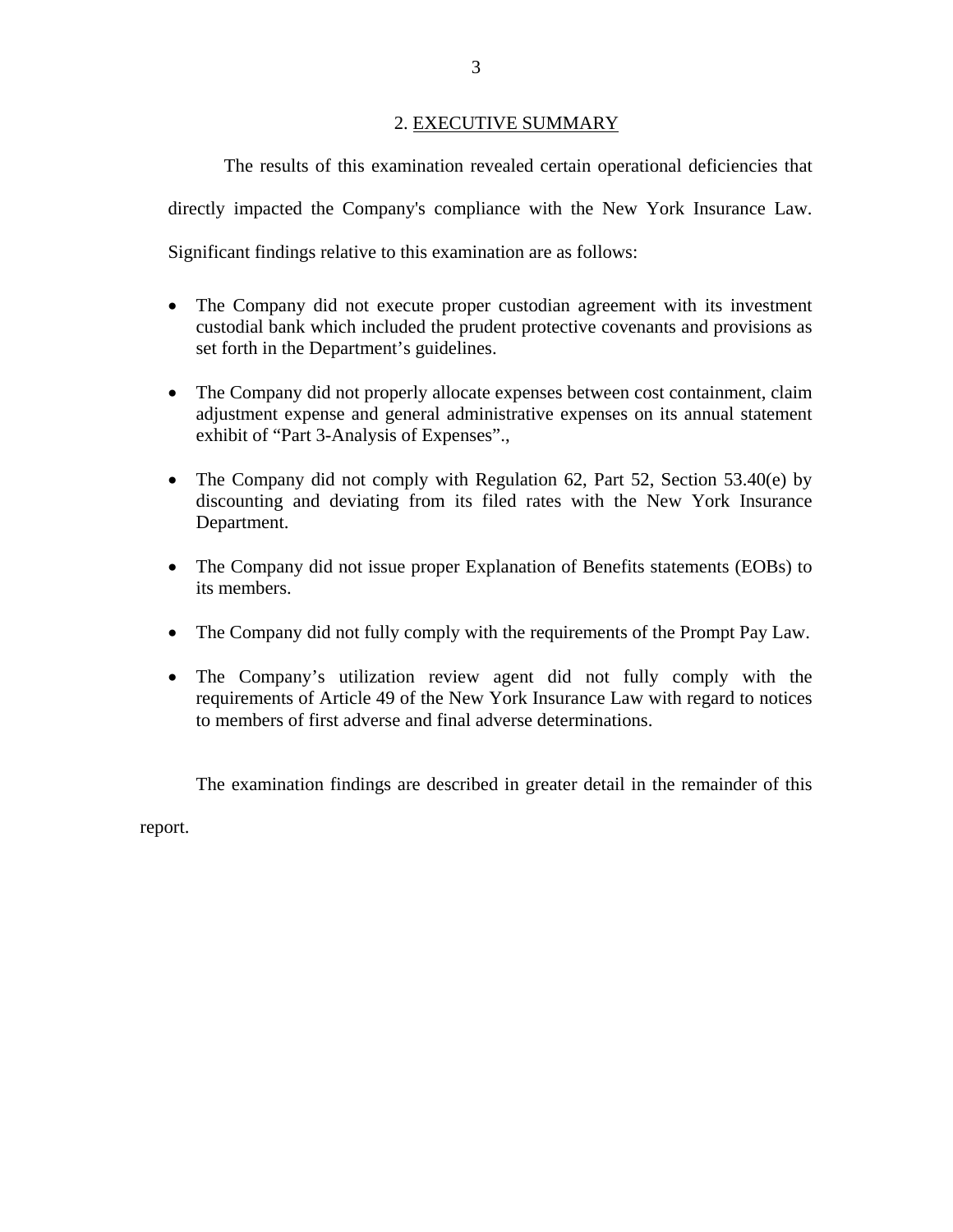## 2. EXECUTIVE SUMMARY

The results of this examination revealed certain operational deficiencies that directly impacted the Company's compliance with the New York Insurance Law. Significant findings relative to this examination are as follows:

- The Company did not execute proper custodian agreement with its investment custodial bank which included the prudent protective covenants and provisions as set forth in the Department's guidelines.
- The Company did not properly allocate expenses between cost containment, claim adjustment expense and general administrative expenses on its annual statement exhibit of "Part 3-Analysis of Expenses".,
- The Company did not comply with Regulation 62, Part 52, Section 53.40(e) by discounting and deviating from its filed rates with the New York Insurance Department.
- The Company did not issue proper Explanation of Benefits statements (EOBs) to its members.
- The Company did not fully comply with the requirements of the Prompt Pay Law.
- The Company's utilization review agent did not fully comply with the requirements of Article 49 of the New York Insurance Law with regard to notices to members of first adverse and final adverse determinations.

The examination findings are described in greater detail in the remainder of this report.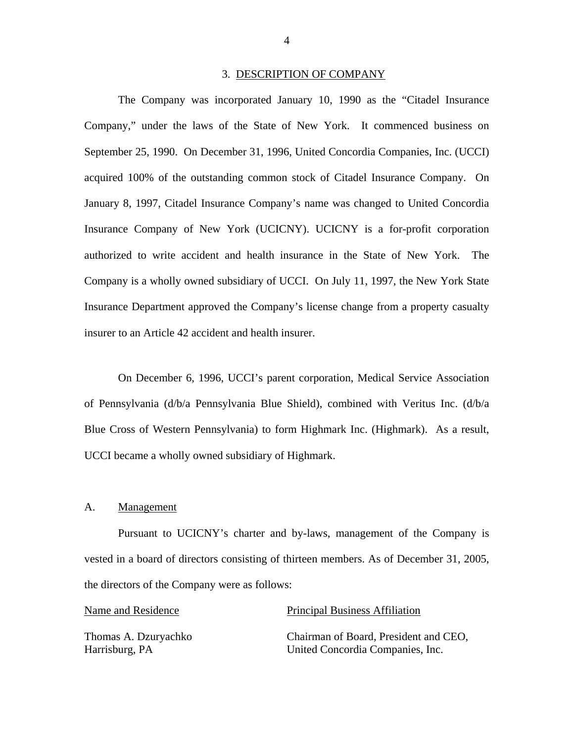## 3. DESCRIPTION OF COMPANY

The Company was incorporated January 10, 1990 as the "Citadel Insurance Company," under the laws of the State of New York. It commenced business on September 25, 1990. On December 31, 1996, United Concordia Companies, Inc. (UCCI) acquired 100% of the outstanding common stock of Citadel Insurance Company. On January 8, 1997, Citadel Insurance Company's name was changed to United Concordia Insurance Company of New York (UCICNY). UCICNY is a for-profit corporation authorized to write accident and health insurance in the State of New York. The Company is a wholly owned subsidiary of UCCI. On July 11, 1997, the New York State Insurance Department approved the Company's license change from a property casualty insurer to an Article 42 accident and health insurer.

On December 6, 1996, UCCI's parent corporation, Medical Service Association of Pennsylvania (d/b/a Pennsylvania Blue Shield), combined with Veritus Inc. (d/b/a Blue Cross of Western Pennsylvania) to form Highmark Inc. (Highmark). As a result, UCCI became a wholly owned subsidiary of Highmark.

### A. Management

Pursuant to UCICNY's charter and by-laws, management of the Company is vested in a board of directors consisting of thirteen members. As of December 31, 2005, the directors of the Company were as follows:

| Name and Residence | Principal Business Affiliation |
|---|---|
| Thomas A. Dzuryachko<br>Harrisburg, PA | Chairman of Board, President and CEO,<br>United Concordia Companies, Inc. |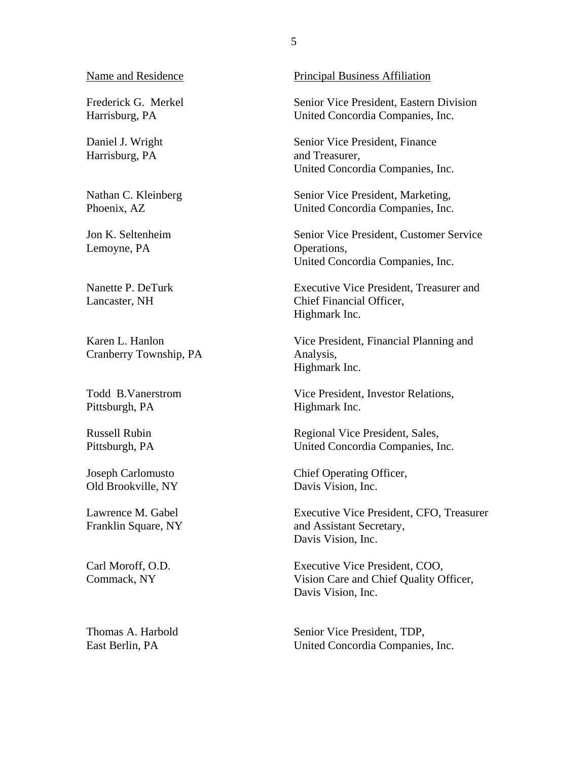| Name and Residence | Principal Business Affiliation |
|---|---|
| Frederick G. Merkel<br>Harrisburg, PA | Senior Vice President, Eastern Division<br>United Concordia Companies, Inc. |
| Daniel J. Wright<br>Harrisburg, PA | Senior Vice President, Finance<br>and Treasurer,<br>United Concordia Companies, Inc. |
| Nathan C. Kleinberg<br>Phoenix, AZ | Senior Vice President, Marketing,<br>United Concordia Companies, Inc. |
| Jon K. Seltenheim<br>Lemoyne, PA | Senior Vice President, Customer Service<br>Operations,<br>United Concordia Companies, Inc. |
| Nanette P. DeTurk<br>Lancaster, NH | Executive Vice President, Treasurer and<br>Chief Financial Officer,<br>Highmark Inc. |
| Karen L. Hanlon<br>Cranberry Township, PA | Vice President, Financial Planning and<br>Analysis,<br>Highmark Inc. |
| Todd B.Vanerstrom<br>Pittsburgh, PA | Vice President, Investor Relations,<br>Highmark Inc. |
| Russell Rubin<br>Pittsburgh, PA | Regional Vice President, Sales,<br>United Concordia Companies, Inc. |
| Joseph Carlomusto<br>Old Brookville, NY | Chief Operating Officer,<br>Davis Vision, Inc. |
| Lawrence M. Gabel<br>Franklin Square, NY | Executive Vice President, CFO, Treasurer<br>and Assistant Secretary,<br>Davis Vision, Inc. |
| Carl Moroff, O.D.<br>Commack, NY | Executive Vice President, COO,<br>Vision Care and Chief Quality Officer,<br>Davis Vision, Inc. |
| Thomas A. Harbold<br>East Berlin, PA | Senior Vice President, TDP,<br>United Concordia Companies, Inc. |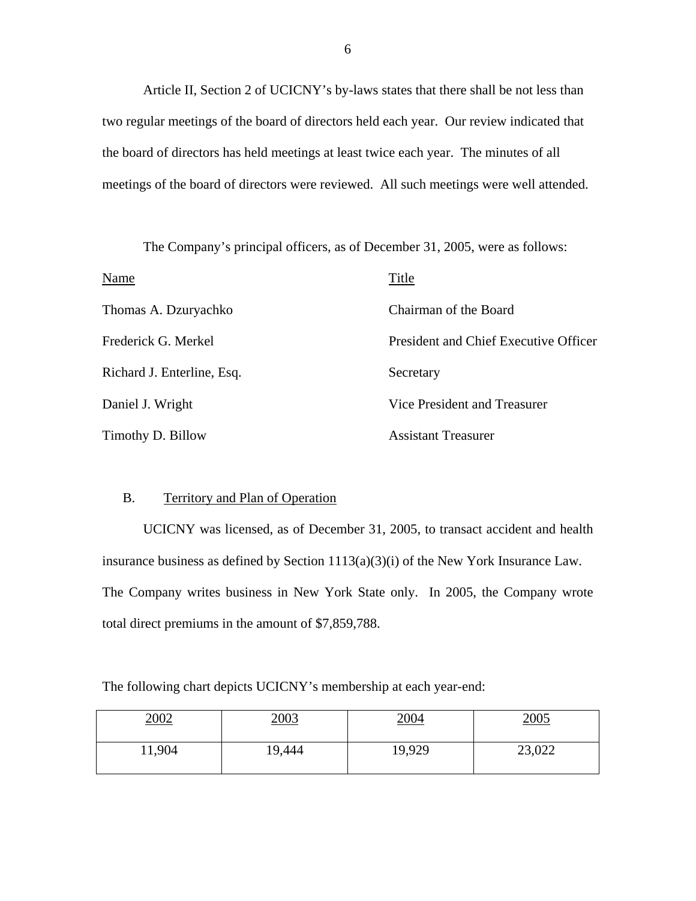Article II, Section 2 of UCICNY's by-laws states that there shall be not less than two regular meetings of the board of directors held each year. Our review indicated that the board of directors has held meetings at least twice each year. The minutes of all meetings of the board of directors were reviewed. All such meetings were well attended.

The Company's principal officers, as of December 31, 2005, were as follows:

| Name | Title |
|---|---|
| Thomas A. Dzuryachko | Chairman of the Board |
| Frederick G. Merkel | President and Chief Executive Officer |
| Richard J. Enterline, Esq. | Secretary |
| Daniel J. Wright | Vice President and Treasurer |
| Timothy D. Billow | Assistant Treasurer |

## B. Territory and Plan of Operation

UCICNY was licensed, as of December 31, 2005, to transact accident and health insurance business as defined by Section 1113(a)(3)(i) of the New York Insurance Law. The Company writes business in New York State only. In 2005, the Company wrote total direct premiums in the amount of $7,859,788.

The following chart depicts UCICNY's membership at each year-end:

| 2002 | 2003 | 2004 | 2005 |
|---|---|---|---|
| 11,904 | 19,444 | 19,929 | 23,022 |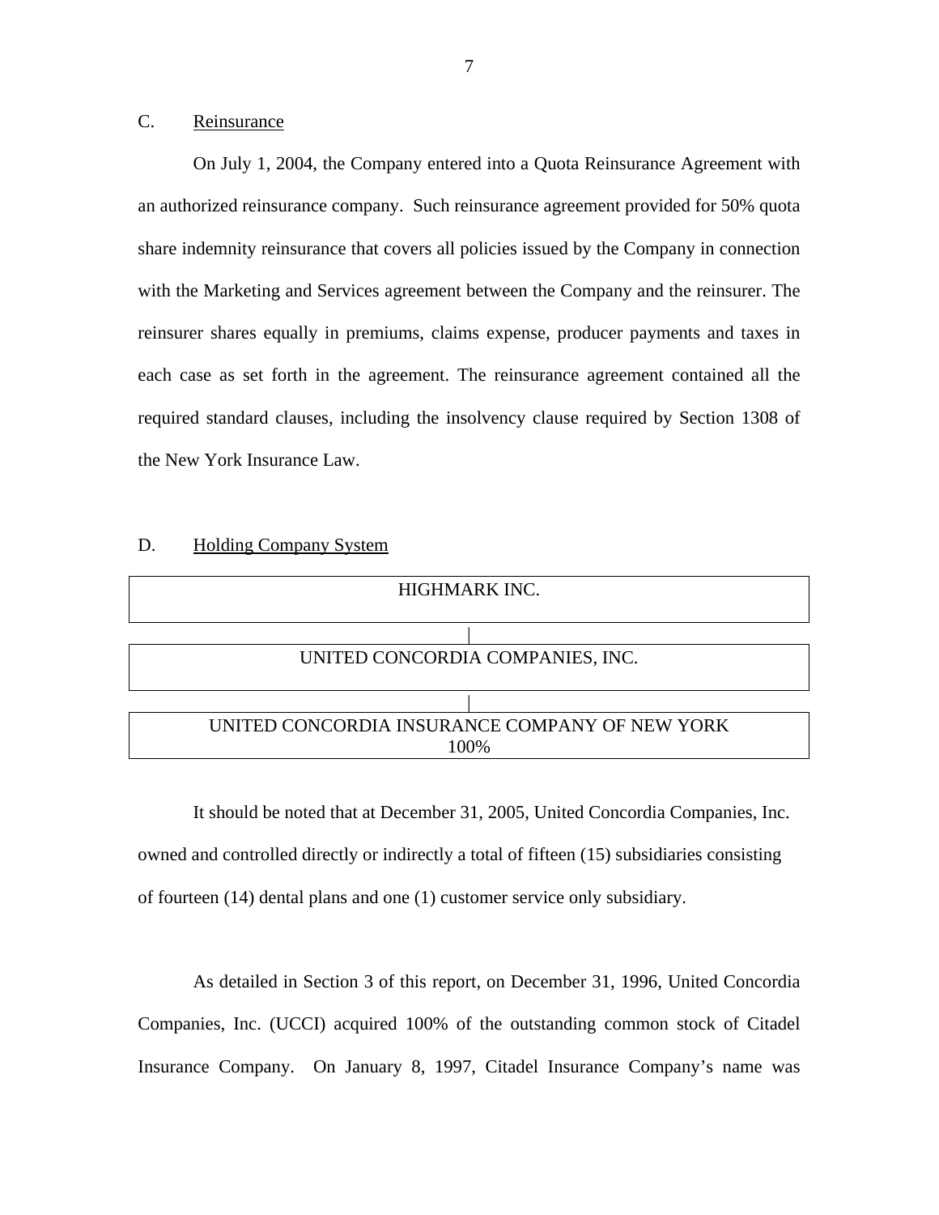## C. Reinsurance

On July 1, 2004, the Company entered into a Quota Reinsurance Agreement with an authorized reinsurance company. Such reinsurance agreement provided for 50% quota share indemnity reinsurance that covers all policies issued by the Company in connection with the Marketing and Services agreement between the Company and the reinsurer. The reinsurer shares equally in premiums, claims expense, producer payments and taxes in each case as set forth in the agreement. The reinsurance agreement contained all the required standard clauses, including the insolvency clause required by Section 1308 of the New York Insurance Law.

## D. Holding Company System

HIGHMARK INC.

|

UNITED CONCORDIA COMPANIES, INC.

|

UNITED CONCORDIA INSURANCE COMPANY OF NEW YORK
100%

It should be noted that at December 31, 2005, United Concordia Companies, Inc. owned and controlled directly or indirectly a total of fifteen (15) subsidiaries consisting of fourteen (14) dental plans and one (1) customer service only subsidiary.

As detailed in Section 3 of this report, on December 31, 1996, United Concordia Companies, Inc. (UCCI) acquired 100% of the outstanding common stock of Citadel Insurance Company. On January 8, 1997, Citadel Insurance Company's name was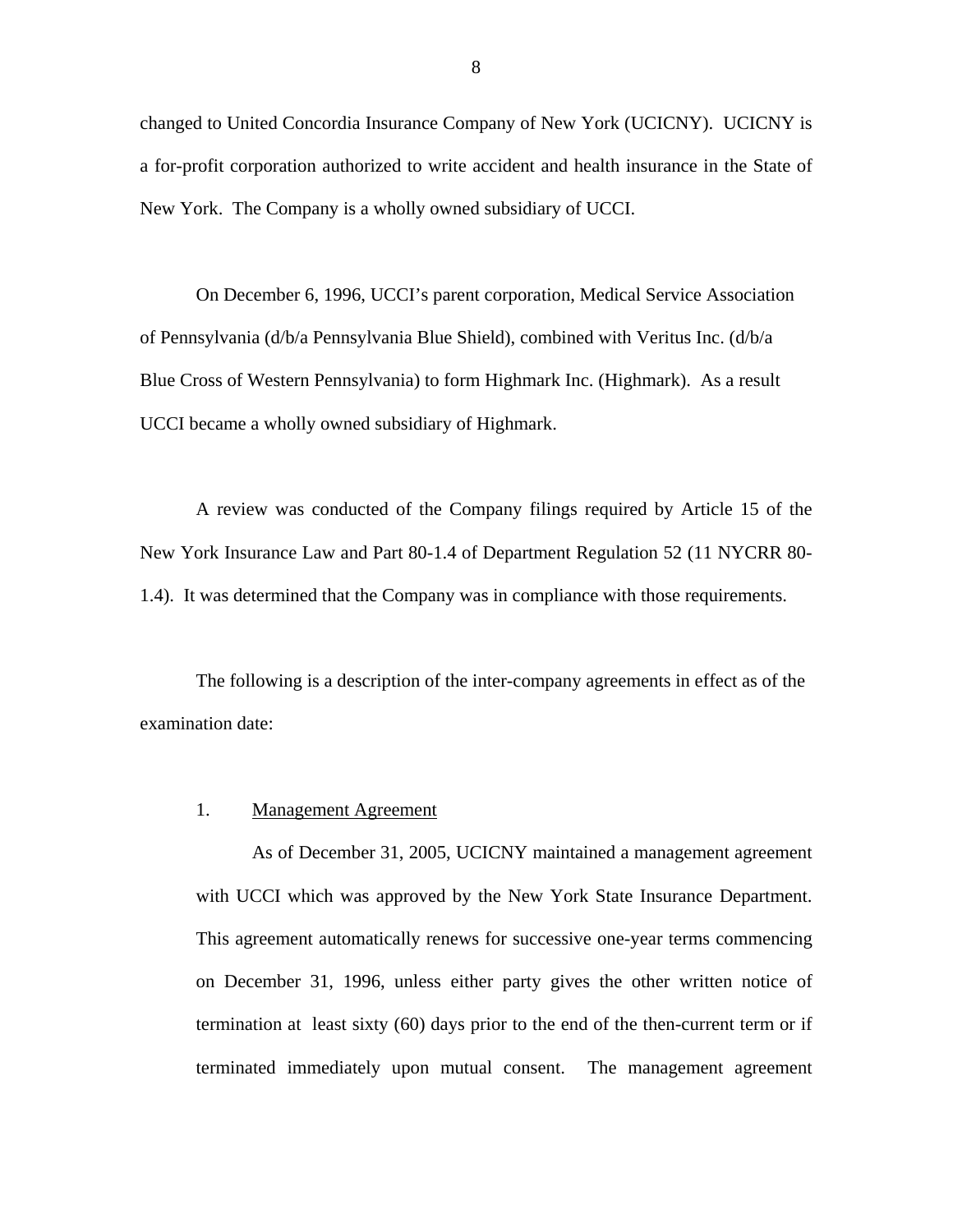changed to United Concordia Insurance Company of New York (UCICNY). UCICNY is a for-profit corporation authorized to write accident and health insurance in the State of New York. The Company is a wholly owned subsidiary of UCCI.

On December 6, 1996, UCCI's parent corporation, Medical Service Association of Pennsylvania (d/b/a Pennsylvania Blue Shield), combined with Veritus Inc. (d/b/a Blue Cross of Western Pennsylvania) to form Highmark Inc. (Highmark). As a result UCCI became a wholly owned subsidiary of Highmark.

A review was conducted of the Company filings required by Article 15 of the New York Insurance Law and Part 80-1.4 of Department Regulation 52 (11 NYCRR 80-1.4). It was determined that the Company was in compliance with those requirements.

The following is a description of the inter-company agreements in effect as of the examination date:

1. Management Agreement

As of December 31, 2005, UCICNY maintained a management agreement with UCCI which was approved by the New York State Insurance Department. This agreement automatically renews for successive one-year terms commencing on December 31, 1996, unless either party gives the other written notice of termination at least sixty (60) days prior to the end of the then-current term or if terminated immediately upon mutual consent. The management agreement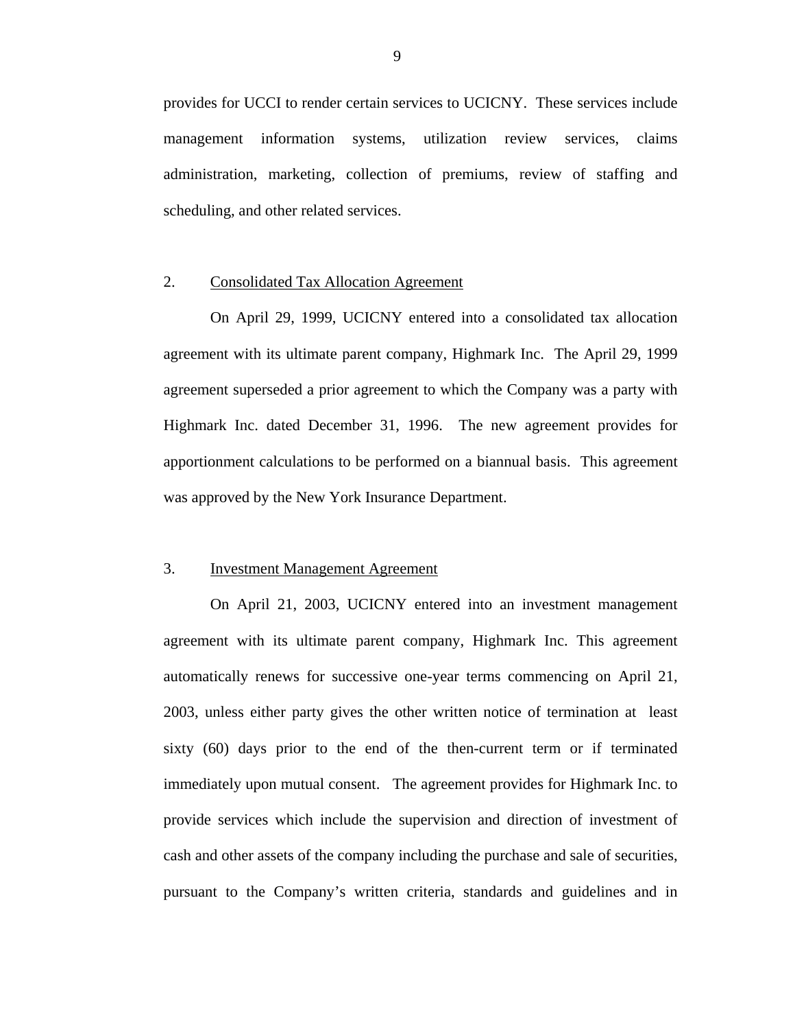provides for UCCI to render certain services to UCICNY. These services include management information systems, utilization review services, claims administration, marketing, collection of premiums, review of staffing and scheduling, and other related services.

2. Consolidated Tax Allocation Agreement

On April 29, 1999, UCICNY entered into a consolidated tax allocation agreement with its ultimate parent company, Highmark Inc. The April 29, 1999 agreement superseded a prior agreement to which the Company was a party with Highmark Inc. dated December 31, 1996. The new agreement provides for apportionment calculations to be performed on a biannual basis. This agreement was approved by the New York Insurance Department.

3. Investment Management Agreement

On April 21, 2003, UCICNY entered into an investment management agreement with its ultimate parent company, Highmark Inc. This agreement automatically renews for successive one-year terms commencing on April 21, 2003, unless either party gives the other written notice of termination at least sixty (60) days prior to the end of the then-current term or if terminated immediately upon mutual consent. The agreement provides for Highmark Inc. to provide services which include the supervision and direction of investment of cash and other assets of the company including the purchase and sale of securities, pursuant to the Company's written criteria, standards and guidelines and in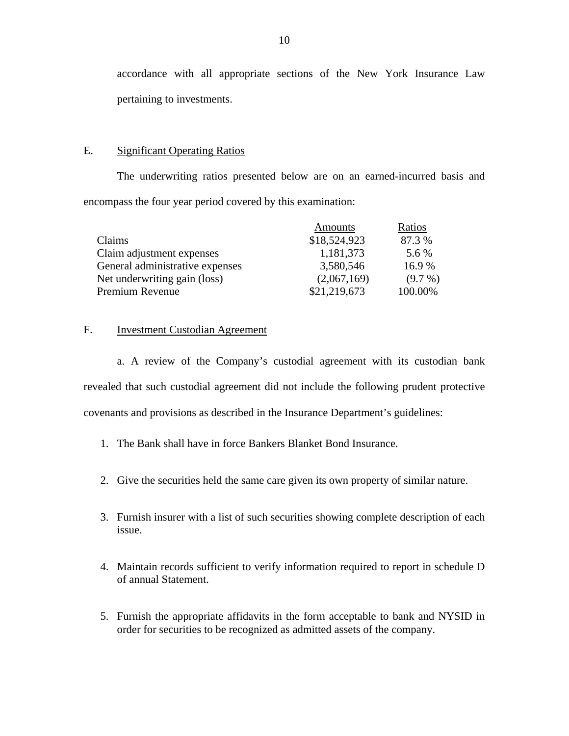accordance with all appropriate sections of the New York Insurance Law pertaining to investments.

## E. Significant Operating Ratios

The underwriting ratios presented below are on an earned-incurred basis and encompass the four year period covered by this examination:

| | Amounts | Ratios |
|---|---|---|
| Claims | $18,524,923 | 87.3 % |
| Claim adjustment expenses | 1,181,373 | 5.6 % |
| General administrative expenses | 3,580,546 | 16.9 % |
| Net underwriting gain (loss) | (2,067,169) | (9.7 %) |
| Premium Revenue | $21,219,673 | 100.00% |

## F. Investment Custodian Agreement

a. A review of the Company's custodial agreement with its custodian bank revealed that such custodial agreement did not include the following prudent protective covenants and provisions as described in the Insurance Department's guidelines:

1. The Bank shall have in force Bankers Blanket Bond Insurance.
2. Give the securities held the same care given its own property of similar nature.
3. Furnish insurer with a list of such securities showing complete description of each issue.
4. Maintain records sufficient to verify information required to report in schedule D of annual Statement.
5. Furnish the appropriate affidavits in the form acceptable to bank and NYSID in order for securities to be recognized as admitted assets of the company.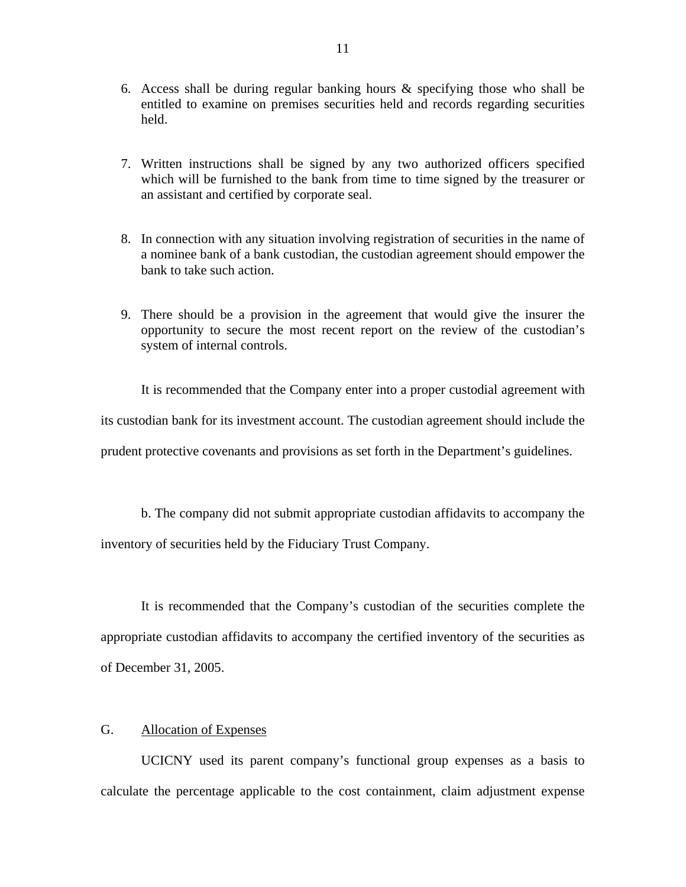6. Access shall be during regular banking hours & specifying those who shall be entitled to examine on premises securities held and records regarding securities held.

7. Written instructions shall be signed by any two authorized officers specified which will be furnished to the bank from time to time signed by the treasurer or an assistant and certified by corporate seal.

8. In connection with any situation involving registration of securities in the name of a nominee bank of a bank custodian, the custodian agreement should empower the bank to take such action.

9. There should be a provision in the agreement that would give the insurer the opportunity to secure the most recent report on the review of the custodian's system of internal controls.

It is recommended that the Company enter into a proper custodial agreement with its custodian bank for its investment account. The custodian agreement should include the prudent protective covenants and provisions as set forth in the Department's guidelines.

b. The company did not submit appropriate custodian affidavits to accompany the inventory of securities held by the Fiduciary Trust Company.

It is recommended that the Company's custodian of the securities complete the appropriate custodian affidavits to accompany the certified inventory of the securities as of December 31, 2005.

G. Allocation of Expenses

UCICNY used its parent company's functional group expenses as a basis to calculate the percentage applicable to the cost containment, claim adjustment expense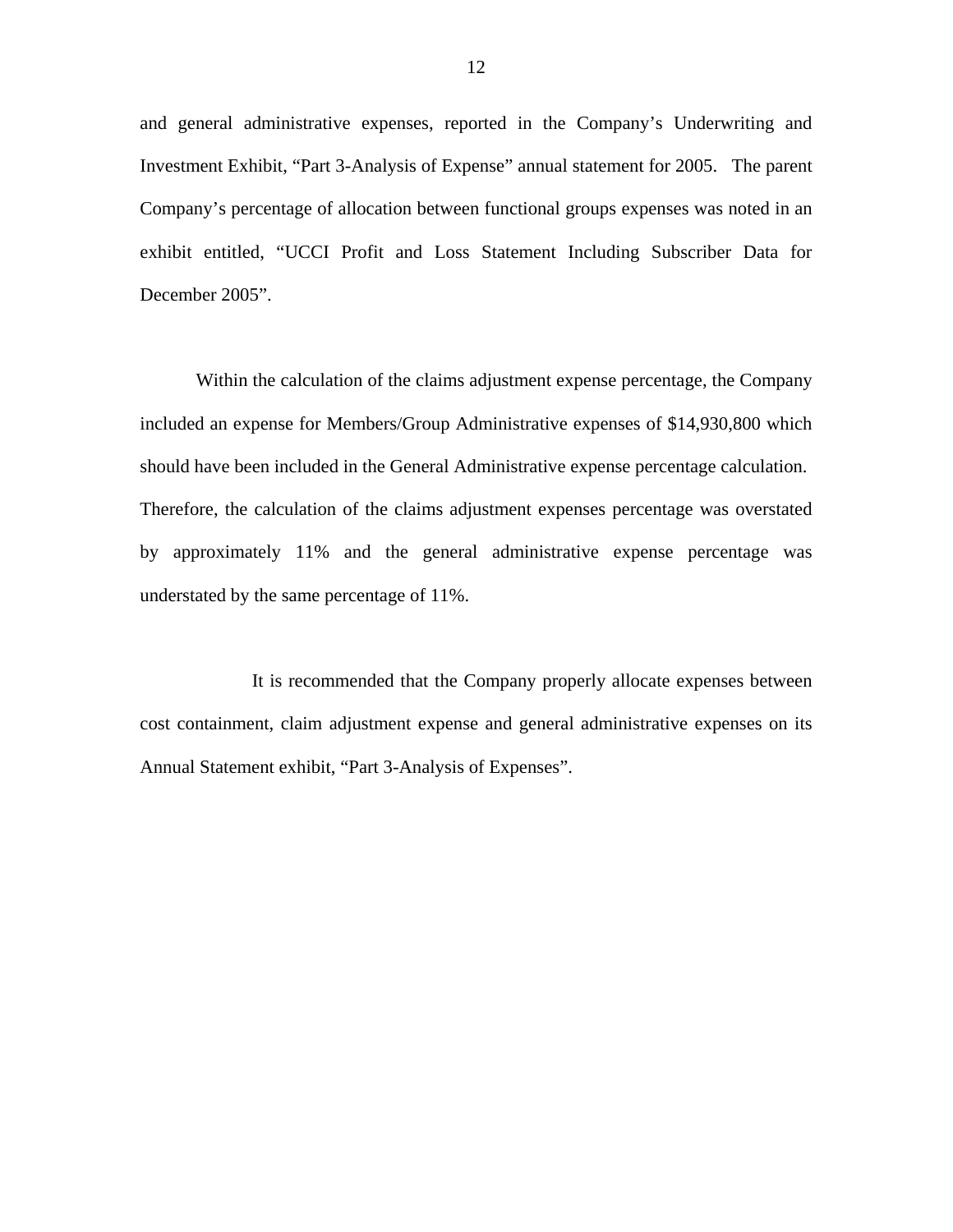and general administrative expenses, reported in the Company's Underwriting and Investment Exhibit, "Part 3-Analysis of Expense" annual statement for 2005. The parent Company's percentage of allocation between functional groups expenses was noted in an exhibit entitled, "UCCI Profit and Loss Statement Including Subscriber Data for December 2005".

Within the calculation of the claims adjustment expense percentage, the Company included an expense for Members/Group Administrative expenses of $14,930,800 which should have been included in the General Administrative expense percentage calculation. Therefore, the calculation of the claims adjustment expenses percentage was overstated by approximately 11% and the general administrative expense percentage was understated by the same percentage of 11%.

It is recommended that the Company properly allocate expenses between cost containment, claim adjustment expense and general administrative expenses on its Annual Statement exhibit, "Part 3-Analysis of Expenses".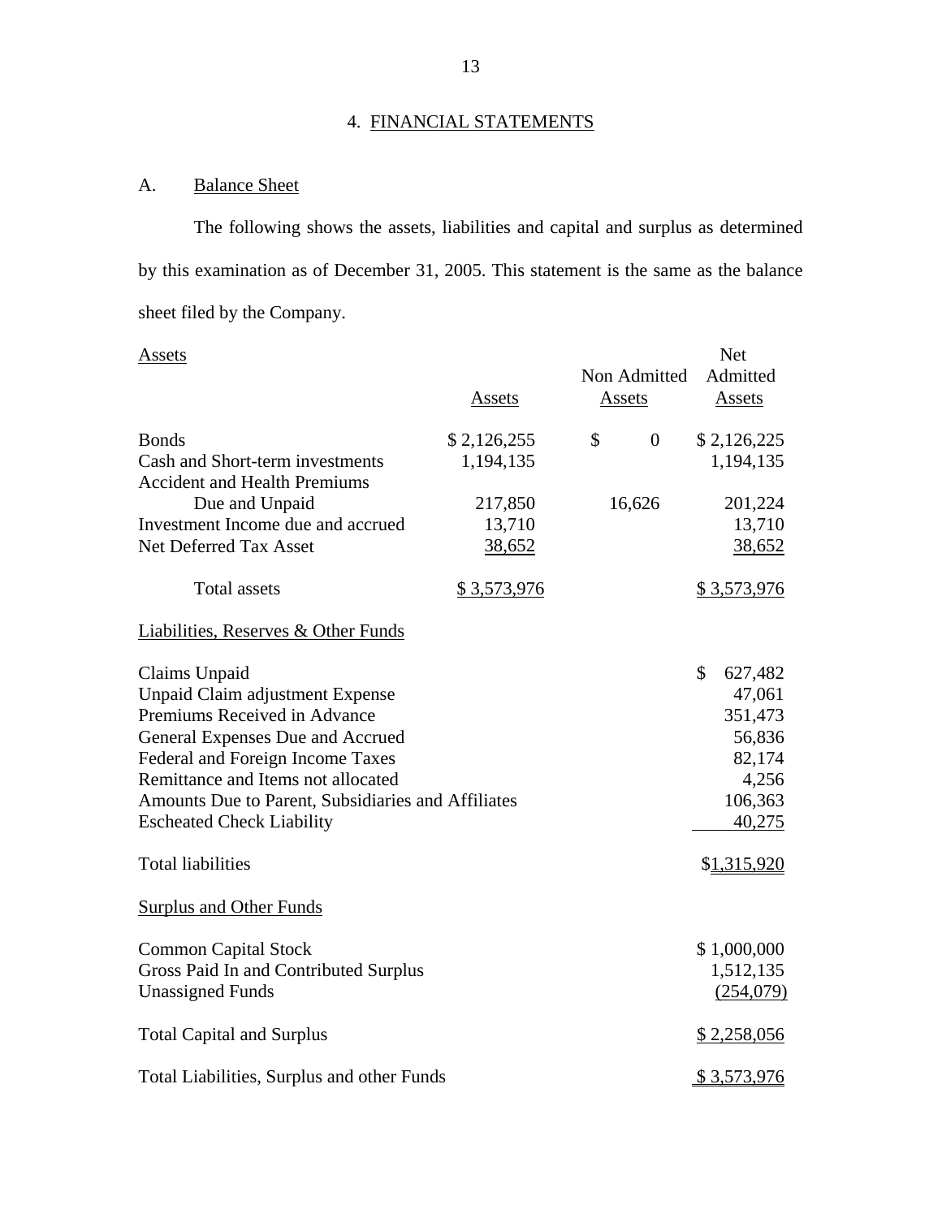## 4. FINANCIAL STATEMENTS

### A. Balance Sheet

The following shows the assets, liabilities and capital and surplus as determined by this examination as of December 31, 2005. This statement is the same as the balance sheet filed by the Company.

| Assets | Assets | Non Admitted Assets | Net Admitted Assets |
|---|---|---|---|
| Bonds | $ 2,126,255 | $ 0 | $ 2,126,225 |
| Cash and Short-term investments | 1,194,135 | | 1,194,135 |
| Accident and Health Premiums Due and Unpaid | 217,850 | 16,626 | 201,224 |
| Investment Income due and accrued | 13,710 | | 13,710 |
| Net Deferred Tax Asset | 38,652 | | 38,652 |
| Total assets | $ 3,573,976 | | $ 3,573,976 |

| Liabilities, Reserves & Other Funds | |
|---|---|
| Claims Unpaid | $ 627,482 |
| Unpaid Claim adjustment Expense | 47,061 |
| Premiums Received in Advance | 351,473 |
| General Expenses Due and Accrued | 56,836 |
| Federal and Foreign Income Taxes | 82,174 |
| Remittance and Items not allocated | 4,256 |
| Amounts Due to Parent, Subsidiaries and Affiliates | 106,363 |
| Escheated Check Liability | 40,275 |
| Total liabilities | $1,315,920 |
| **Surplus and Other Funds** | |
| Common Capital Stock | $ 1,000,000 |
| Gross Paid In and Contributed Surplus | 1,512,135 |
| Unassigned Funds | (254,079) |
| Total Capital and Surplus | $ 2,258,056 |
| Total Liabilities, Surplus and other Funds | $ 3,573,976 |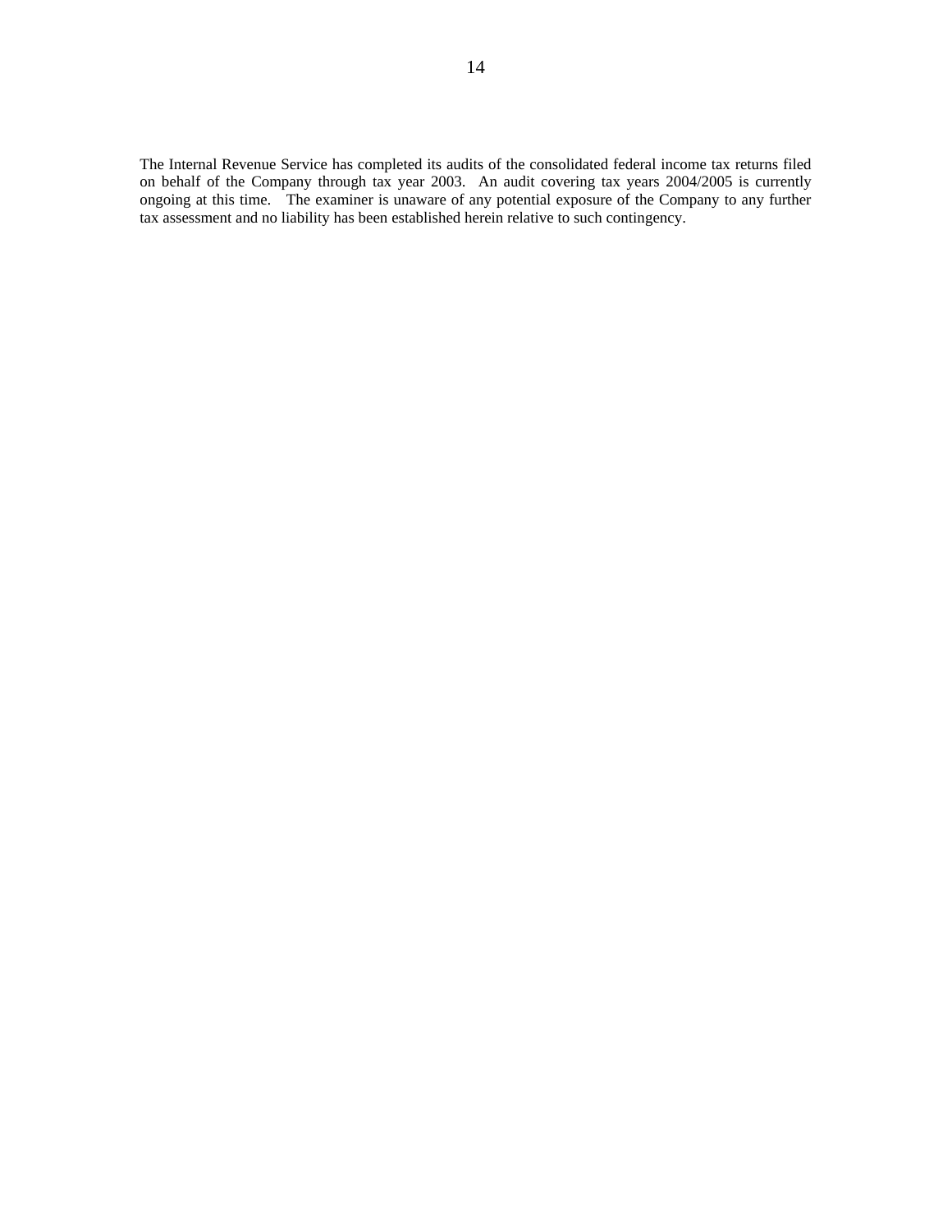The Internal Revenue Service has completed its audits of the consolidated federal income tax returns filed on behalf of the Company through tax year 2003. An audit covering tax years 2004/2005 is currently ongoing at this time. The examiner is unaware of any potential exposure of the Company to any further tax assessment and no liability has been established herein relative to such contingency.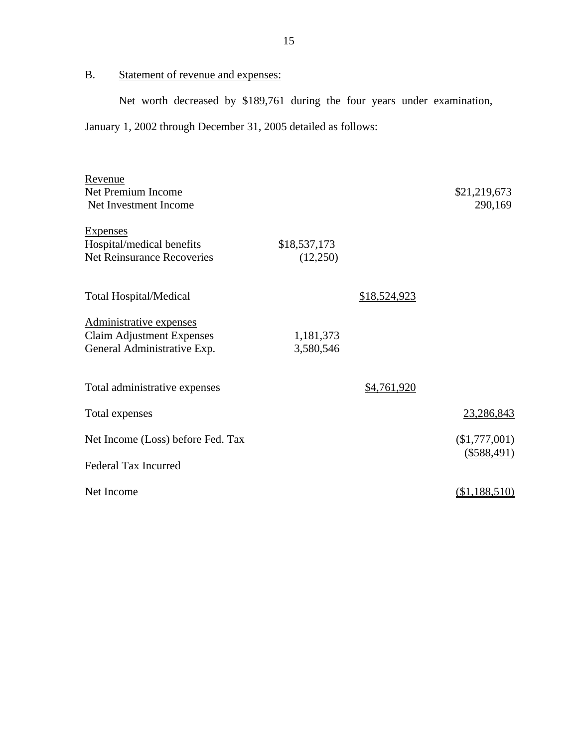B. Statement of revenue and expenses:

Net worth decreased by $189,761 during the four years under examination, January 1, 2002 through December 31, 2005 detailed as follows:

| | | | |
|---|---|---|---|
| Revenue | | | |
| Net Premium Income | | | $21,219,673 |
| Net Investment Income | | | 290,169 |
| Expenses | | | |
| Hospital/medical benefits | $18,537,173 | | |
| Net Reinsurance Recoveries | (12,250) | | |
| Total Hospital/Medical | | $18,524,923 | |
| Administrative expenses | | | |
| Claim Adjustment Expenses | 1,181,373 | | |
| General Administrative Exp. | 3,580,546 | | |
| Total administrative expenses | | $4,761,920 | |
| Total expenses | | | 23,286,843 |
| Net Income (Loss) before Fed. Tax | | | ($1,777,001) |
| Federal Tax Incurred | | | ($588,491) |
| Net Income | | | ($1,188,510) |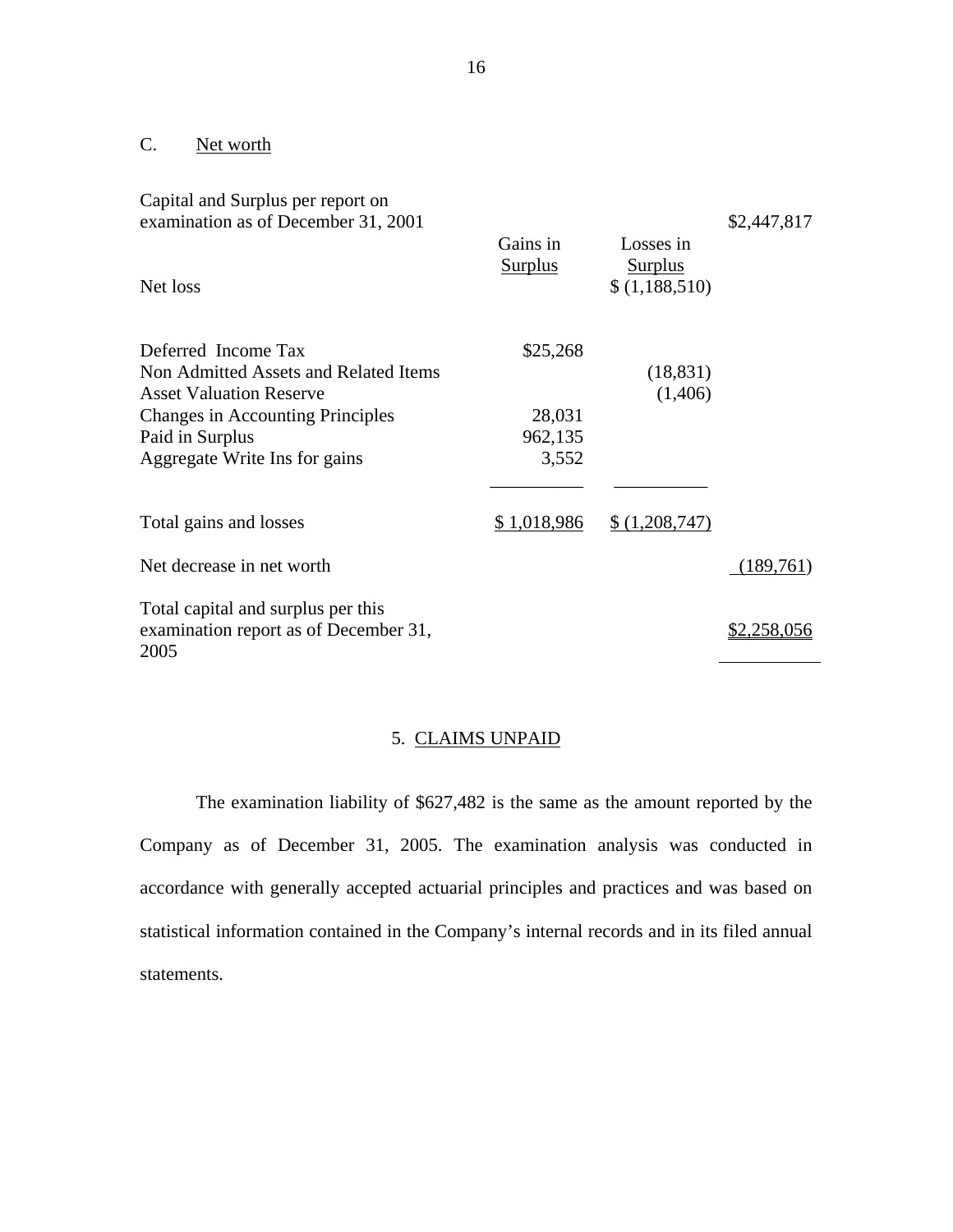C. Net worth

| | Gains in Surplus | Losses in Surplus | |
|---|---|---|---|
| Capital and Surplus per report on examination as of December 31, 2001 | | | $2,447,817 |
| Net loss | | $ (1,188,510) | |
| Deferred Income Tax | $25,268 | | |
| Non Admitted Assets and Related Items | | (18,831) | |
| Asset Valuation Reserve | | (1,406) | |
| Changes in Accounting Principles | 28,031 | | |
| Paid in Surplus | 962,135 | | |
| Aggregate Write Ins for gains | 3,552 | | |
| Total gains and losses | $ 1,018,986 | $ (1,208,747) | |
| Net decrease in net worth | | | (189,761) |
| Total capital and surplus per this examination report as of December 31, 2005 | | | $2,258,056 |

## 5. CLAIMS UNPAID

The examination liability of $627,482 is the same as the amount reported by the Company as of December 31, 2005. The examination analysis was conducted in accordance with generally accepted actuarial principles and practices and was based on statistical information contained in the Company's internal records and in its filed annual statements.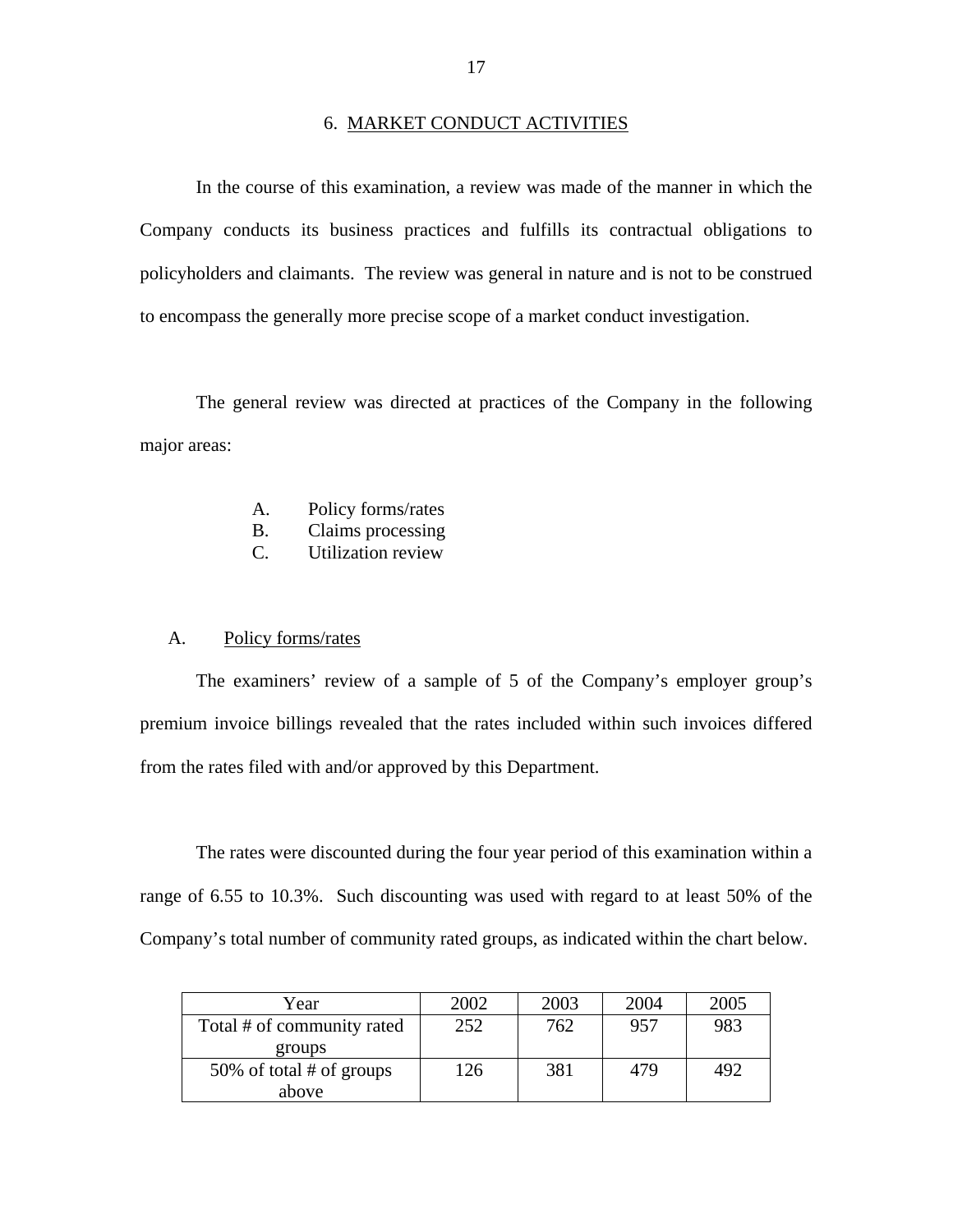## 6. MARKET CONDUCT ACTIVITIES

In the course of this examination, a review was made of the manner in which the Company conducts its business practices and fulfills its contractual obligations to policyholders and claimants. The review was general in nature and is not to be construed to encompass the generally more precise scope of a market conduct investigation.

The general review was directed at practices of the Company in the following major areas:

A. Policy forms/rates
B. Claims processing
C. Utilization review

### A. Policy forms/rates

The examiners' review of a sample of 5 of the Company's employer group's premium invoice billings revealed that the rates included within such invoices differed from the rates filed with and/or approved by this Department.

The rates were discounted during the four year period of this examination within a range of 6.55 to 10.3%. Such discounting was used with regard to at least 50% of the Company's total number of community rated groups, as indicated within the chart below.

| Year | 2002 | 2003 | 2004 | 2005 |
|---|---|---|---|---|
| Total # of community rated groups | 252 | 762 | 957 | 983 |
| 50% of total # of groups above | 126 | 381 | 479 | 492 |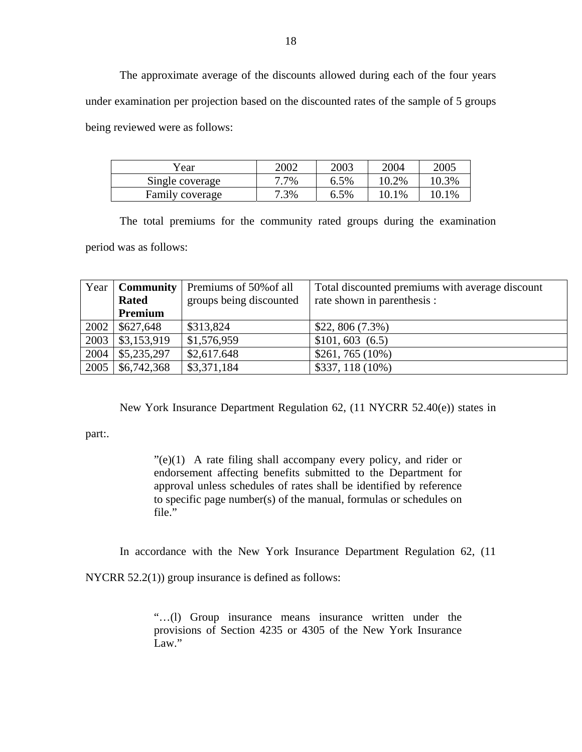The approximate average of the discounts allowed during each of the four years under examination per projection based on the discounted rates of the sample of 5 groups being reviewed were as follows:

| Year | 2002 | 2003 | 2004 | 2005 |
|---|---|---|---|---|
| Single coverage | 7.7% | 6.5% | 10.2% | 10.3% |
| Family coverage | 7.3% | 6.5% | 10.1% | 10.1% |

The total premiums for the community rated groups during the examination period was as follows:

| Year | **Community Rated Premium** | Premiums of 50%of all groups being discounted | Total discounted premiums with average discount rate shown in parenthesis : |
|---|---|---|---|
| 2002 | $627,648 | $313,824 | $22, 806 (7.3%) |
| 2003 | $3,153,919 | $1,576,959 | $101, 603 (6.5) |
| 2004 | $5,235,297 | $2,617.648 | $261, 765 (10%) |
| 2005 | $6,742,368 | $3,371,184 | $337, 118 (10%) |

New York Insurance Department Regulation 62, (11 NYCRR 52.40(e)) states in part:.

> ”(e)(1) A rate filing shall accompany every policy, and rider or endorsement affecting benefits submitted to the Department for approval unless schedules of rates shall be identified by reference to specific page number(s) of the manual, formulas or schedules on file.”

In accordance with the New York Insurance Department Regulation 62, (11 NYCRR 52.2(1)) group insurance is defined as follows:

> “…(l) Group insurance means insurance written under the provisions of Section 4235 or 4305 of the New York Insurance Law.”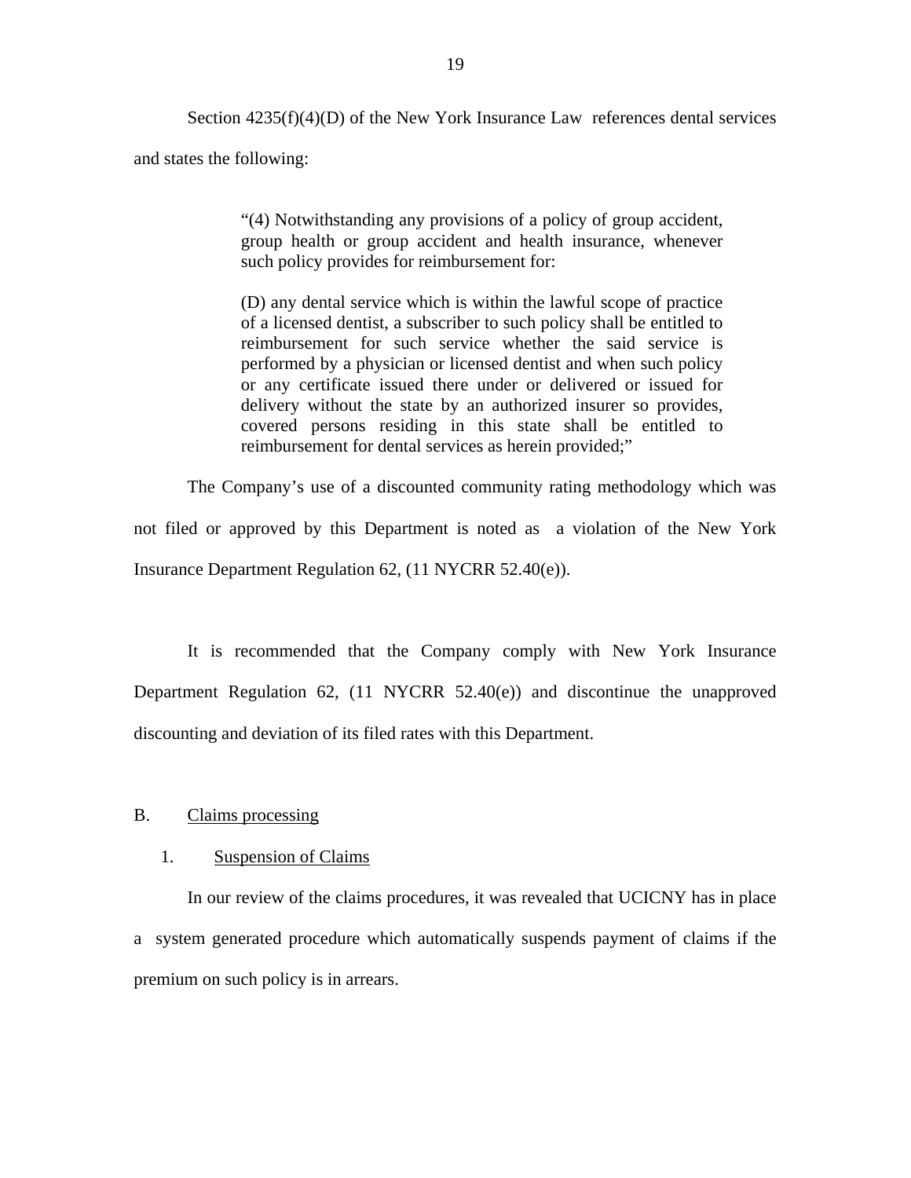Section 4235(f)(4)(D) of the New York Insurance Law references dental services and states the following:

> "(4) Notwithstanding any provisions of a policy of group accident, group health or group accident and health insurance, whenever such policy provides for reimbursement for:
>
> (D) any dental service which is within the lawful scope of practice of a licensed dentist, a subscriber to such policy shall be entitled to reimbursement for such service whether the said service is performed by a physician or licensed dentist and when such policy or any certificate issued there under or delivered or issued for delivery without the state by an authorized insurer so provides, covered persons residing in this state shall be entitled to reimbursement for dental services as herein provided;"

The Company's use of a discounted community rating methodology which was not filed or approved by this Department is noted as a violation of the New York Insurance Department Regulation 62, (11 NYCRR 52.40(e)).

It is recommended that the Company comply with New York Insurance Department Regulation 62, (11 NYCRR 52.40(e)) and discontinue the unapproved discounting and deviation of its filed rates with this Department.

## B. Claims processing

### 1. Suspension of Claims

In our review of the claims procedures, it was revealed that UCICNY has in place a system generated procedure which automatically suspends payment of claims if the premium on such policy is in arrears.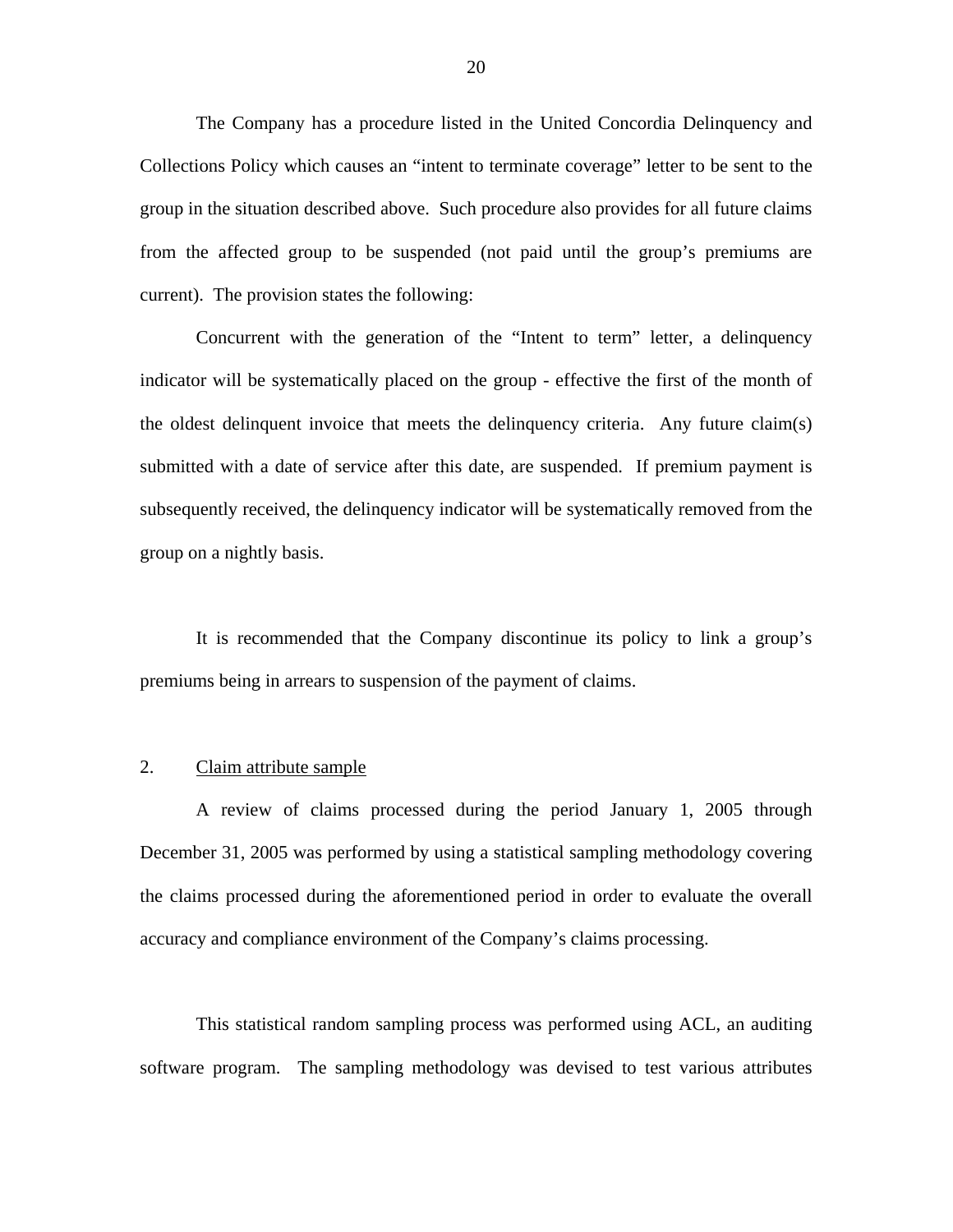The Company has a procedure listed in the United Concordia Delinquency and Collections Policy which causes an "intent to terminate coverage" letter to be sent to the group in the situation described above. Such procedure also provides for all future claims from the affected group to be suspended (not paid until the group's premiums are current). The provision states the following:

Concurrent with the generation of the "Intent to term" letter, a delinquency indicator will be systematically placed on the group - effective the first of the month of the oldest delinquent invoice that meets the delinquency criteria. Any future claim(s) submitted with a date of service after this date, are suspended. If premium payment is subsequently received, the delinquency indicator will be systematically removed from the group on a nightly basis.

It is recommended that the Company discontinue its policy to link a group's premiums being in arrears to suspension of the payment of claims.

2. <u>Claim attribute sample</u>

A review of claims processed during the period January 1, 2005 through December 31, 2005 was performed by using a statistical sampling methodology covering the claims processed during the aforementioned period in order to evaluate the overall accuracy and compliance environment of the Company's claims processing.

This statistical random sampling process was performed using ACL, an auditing software program. The sampling methodology was devised to test various attributes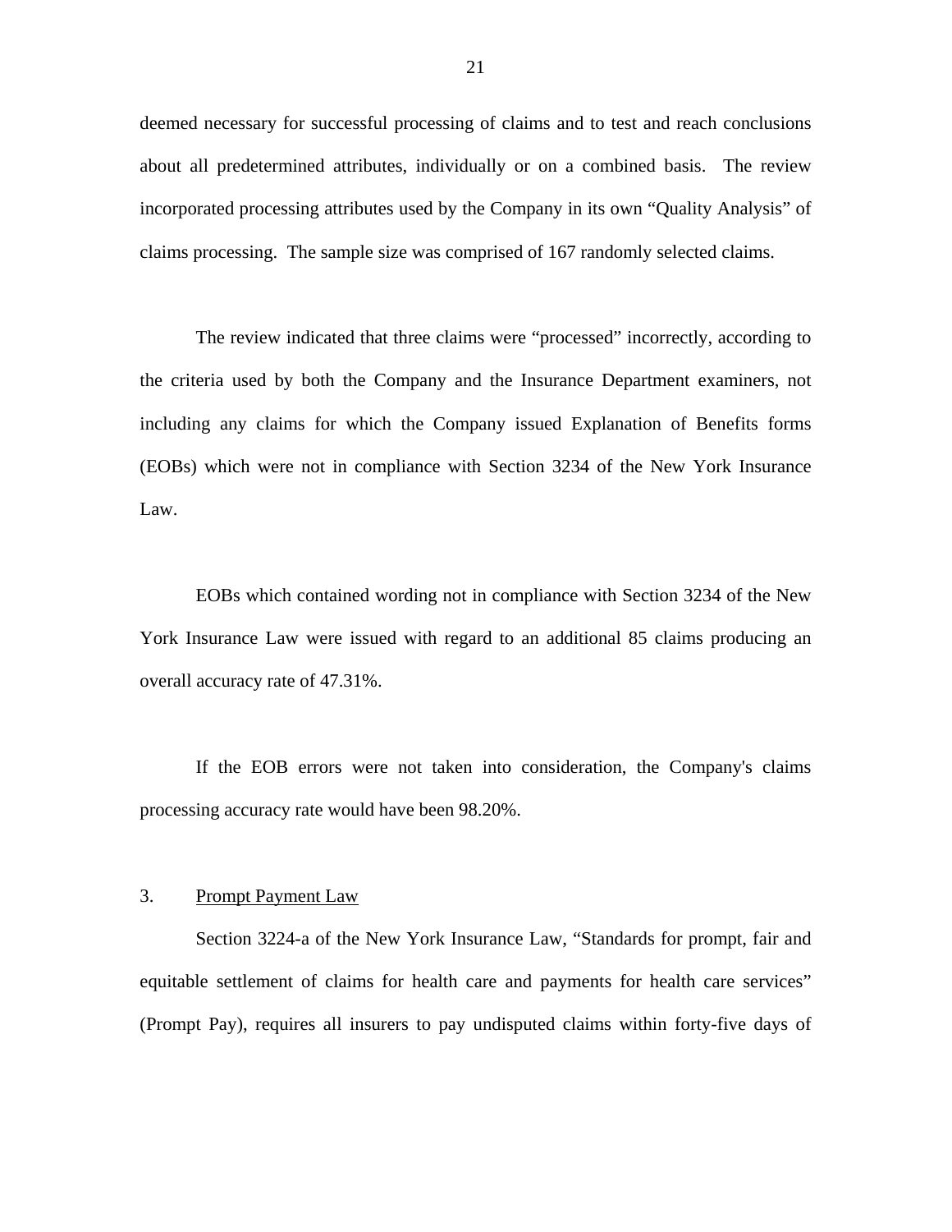deemed necessary for successful processing of claims and to test and reach conclusions about all predetermined attributes, individually or on a combined basis. The review incorporated processing attributes used by the Company in its own "Quality Analysis" of claims processing. The sample size was comprised of 167 randomly selected claims.

The review indicated that three claims were "processed" incorrectly, according to the criteria used by both the Company and the Insurance Department examiners, not including any claims for which the Company issued Explanation of Benefits forms (EOBs) which were not in compliance with Section 3234 of the New York Insurance Law.

EOBs which contained wording not in compliance with Section 3234 of the New York Insurance Law were issued with regard to an additional 85 claims producing an overall accuracy rate of 47.31%.

If the EOB errors were not taken into consideration, the Company's claims processing accuracy rate would have been 98.20%.

## 3. Prompt Payment Law

Section 3224-a of the New York Insurance Law, "Standards for prompt, fair and equitable settlement of claims for health care and payments for health care services" (Prompt Pay), requires all insurers to pay undisputed claims within forty-five days of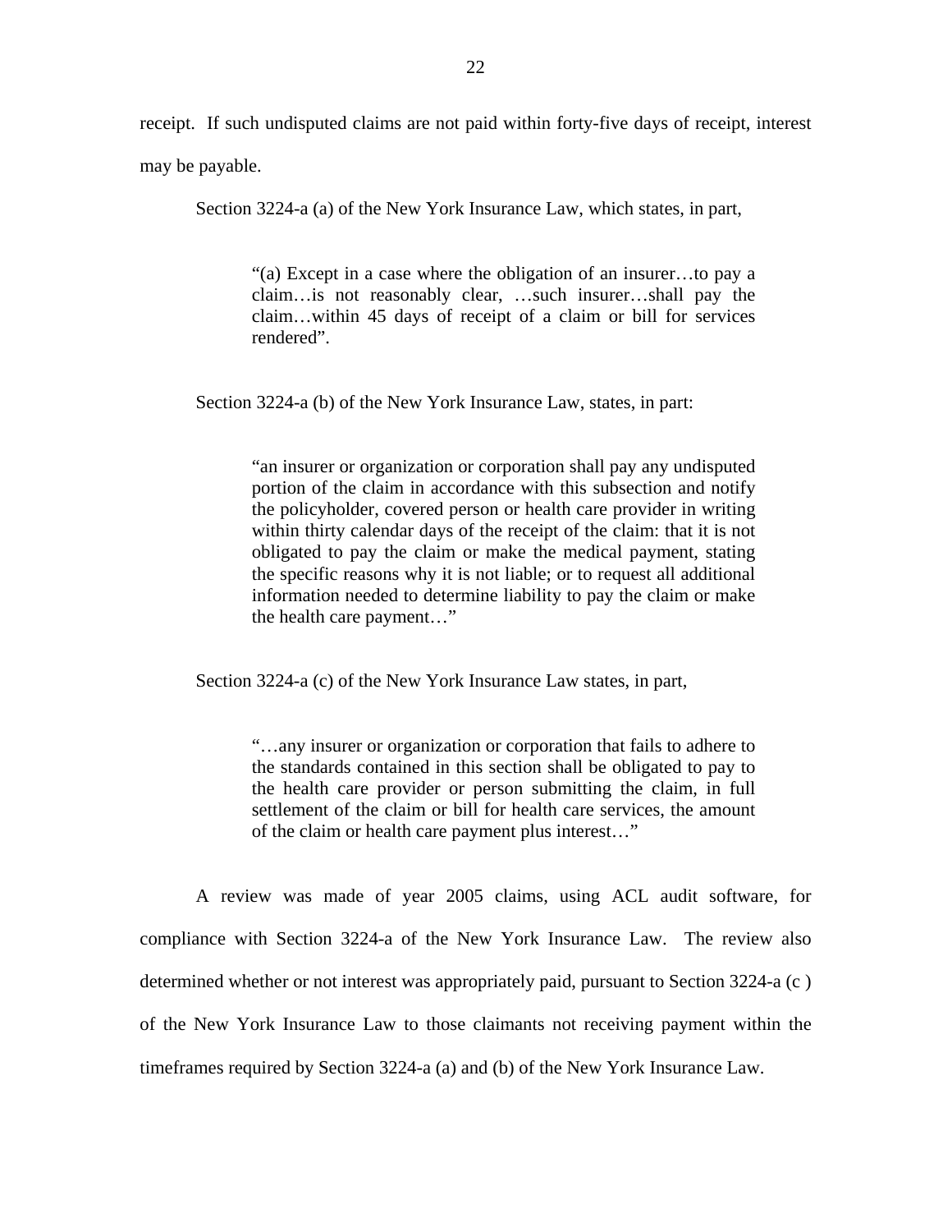receipt. If such undisputed claims are not paid within forty-five days of receipt, interest may be payable.

Section 3224-a (a) of the New York Insurance Law, which states, in part,

> "(a) Except in a case where the obligation of an insurer…to pay a claim…is not reasonably clear, …such insurer…shall pay the claim…within 45 days of receipt of a claim or bill for services rendered".

Section 3224-a (b) of the New York Insurance Law, states, in part:

> "an insurer or organization or corporation shall pay any undisputed portion of the claim in accordance with this subsection and notify the policyholder, covered person or health care provider in writing within thirty calendar days of the receipt of the claim: that it is not obligated to pay the claim or make the medical payment, stating the specific reasons why it is not liable; or to request all additional information needed to determine liability to pay the claim or make the health care payment…"

Section 3224-a (c) of the New York Insurance Law states, in part,

> "…any insurer or organization or corporation that fails to adhere to the standards contained in this section shall be obligated to pay to the health care provider or person submitting the claim, in full settlement of the claim or bill for health care services, the amount of the claim or health care payment plus interest…"

A review was made of year 2005 claims, using ACL audit software, for compliance with Section 3224-a of the New York Insurance Law. The review also determined whether or not interest was appropriately paid, pursuant to Section 3224-a (c ) of the New York Insurance Law to those claimants not receiving payment within the timeframes required by Section 3224-a (a) and (b) of the New York Insurance Law.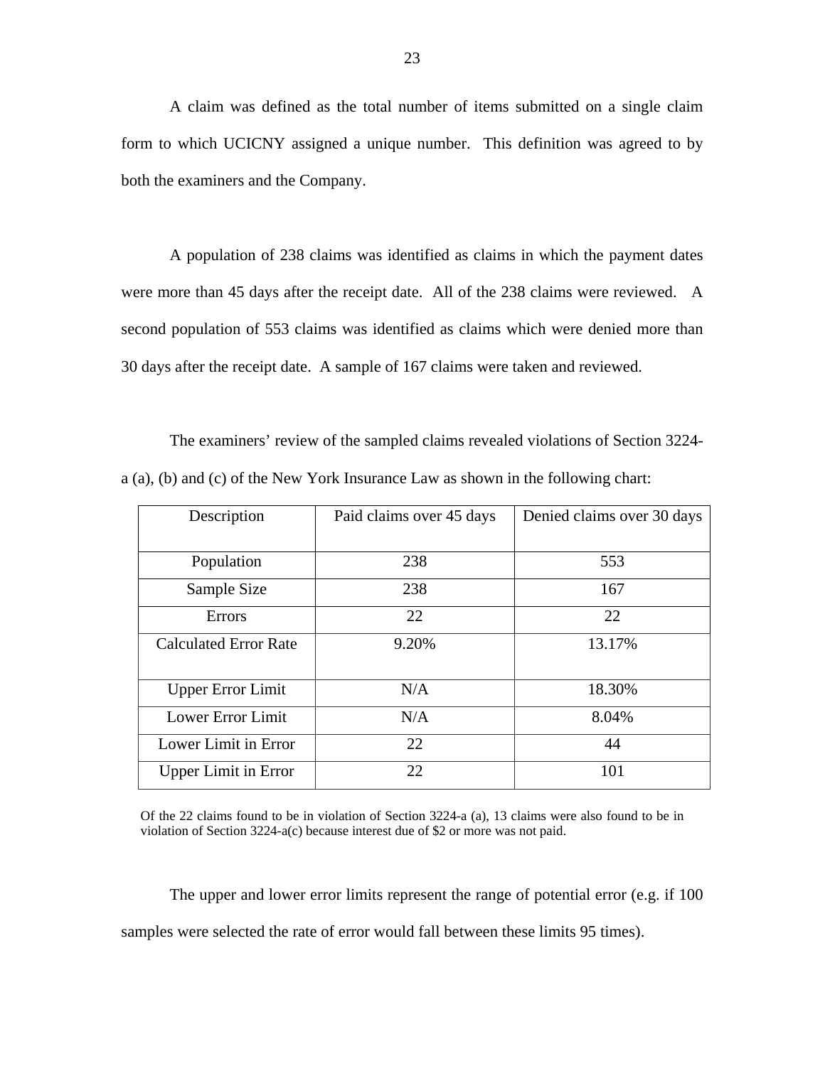A claim was defined as the total number of items submitted on a single claim form to which UCICNY assigned a unique number. This definition was agreed to by both the examiners and the Company.

A population of 238 claims was identified as claims in which the payment dates were more than 45 days after the receipt date. All of the 238 claims were reviewed. A second population of 553 claims was identified as claims which were denied more than 30 days after the receipt date. A sample of 167 claims were taken and reviewed.

The examiners' review of the sampled claims revealed violations of Section 3224-a (a), (b) and (c) of the New York Insurance Law as shown in the following chart:

| Description | Paid claims over 45 days | Denied claims over 30 days |
|---|---|---|
| Population | 238 | 553 |
| Sample Size | 238 | 167 |
| Errors | 22 | 22 |
| Calculated Error Rate | 9.20% | 13.17% |
| Upper Error Limit | N/A | 18.30% |
| Lower Error Limit | N/A | 8.04% |
| Lower Limit in Error | 22 | 44 |
| Upper Limit in Error | 22 | 101 |

Of the 22 claims found to be in violation of Section 3224-a (a), 13 claims were also found to be in violation of Section 3224-a(c) because interest due of $2 or more was not paid.

The upper and lower error limits represent the range of potential error (e.g. if 100 samples were selected the rate of error would fall between these limits 95 times).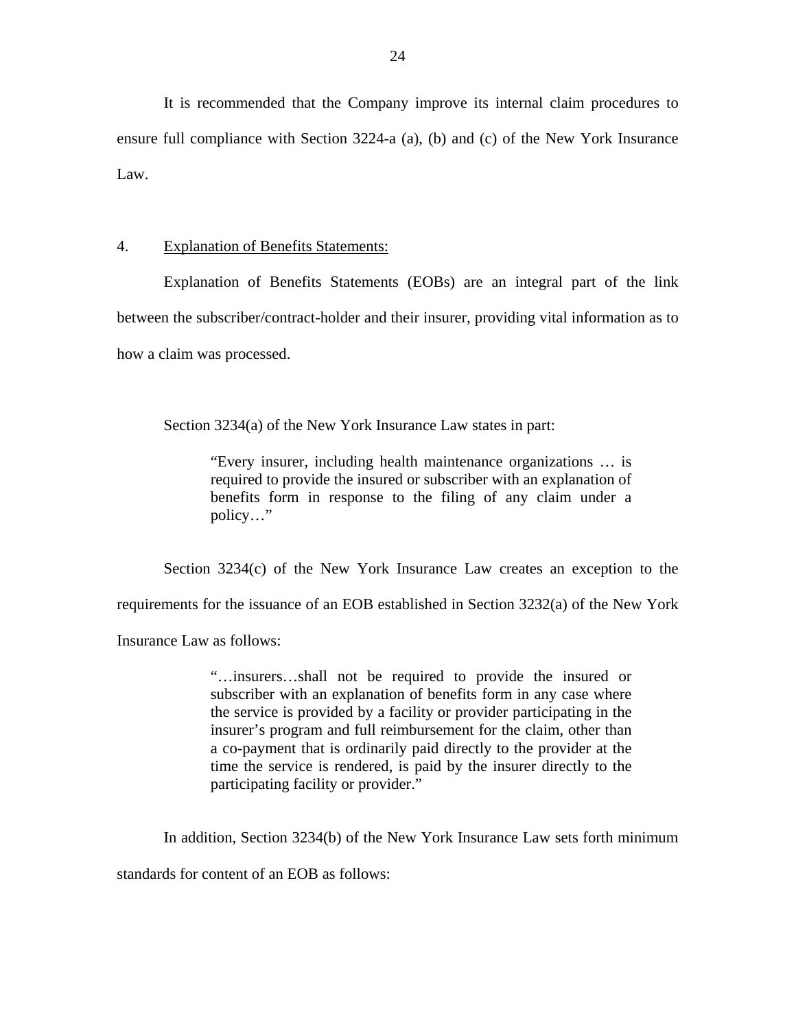It is recommended that the Company improve its internal claim procedures to ensure full compliance with Section 3224-a (a), (b) and (c) of the New York Insurance Law.

4. <u>Explanation of Benefits Statements:</u>

Explanation of Benefits Statements (EOBs) are an integral part of the link between the subscriber/contract-holder and their insurer, providing vital information as to how a claim was processed.

Section 3234(a) of the New York Insurance Law states in part:

> "Every insurer, including health maintenance organizations … is required to provide the insured or subscriber with an explanation of benefits form in response to the filing of any claim under a policy…"

Section 3234(c) of the New York Insurance Law creates an exception to the requirements for the issuance of an EOB established in Section 3232(a) of the New York Insurance Law as follows:

> "…insurers…shall not be required to provide the insured or subscriber with an explanation of benefits form in any case where the service is provided by a facility or provider participating in the insurer's program and full reimbursement for the claim, other than a co-payment that is ordinarily paid directly to the provider at the time the service is rendered, is paid by the insurer directly to the participating facility or provider."

In addition, Section 3234(b) of the New York Insurance Law sets forth minimum standards for content of an EOB as follows: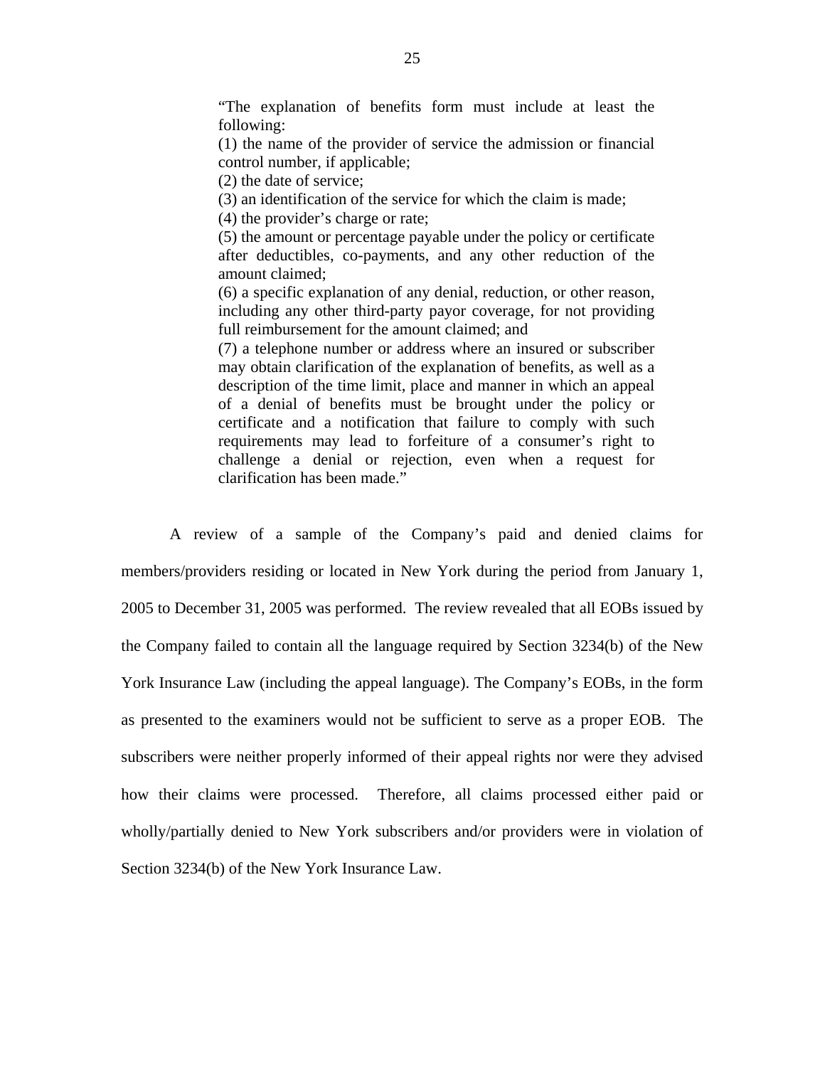> "The explanation of benefits form must include at least the following:
> (1) the name of the provider of service the admission or financial control number, if applicable;
> (2) the date of service;
> (3) an identification of the service for which the claim is made;
> (4) the provider's charge or rate;
> (5) the amount or percentage payable under the policy or certificate after deductibles, co-payments, and any other reduction of the amount claimed;
> (6) a specific explanation of any denial, reduction, or other reason, including any other third-party payor coverage, for not providing full reimbursement for the amount claimed; and
> (7) a telephone number or address where an insured or subscriber may obtain clarification of the explanation of benefits, as well as a description of the time limit, place and manner in which an appeal of a denial of benefits must be brought under the policy or certificate and a notification that failure to comply with such requirements may lead to forfeiture of a consumer's right to challenge a denial or rejection, even when a request for clarification has been made."

A review of a sample of the Company's paid and denied claims for members/providers residing or located in New York during the period from January 1, 2005 to December 31, 2005 was performed. The review revealed that all EOBs issued by the Company failed to contain all the language required by Section 3234(b) of the New York Insurance Law (including the appeal language). The Company's EOBs, in the form as presented to the examiners would not be sufficient to serve as a proper EOB. The subscribers were neither properly informed of their appeal rights nor were they advised how their claims were processed. Therefore, all claims processed either paid or wholly/partially denied to New York subscribers and/or providers were in violation of Section 3234(b) of the New York Insurance Law.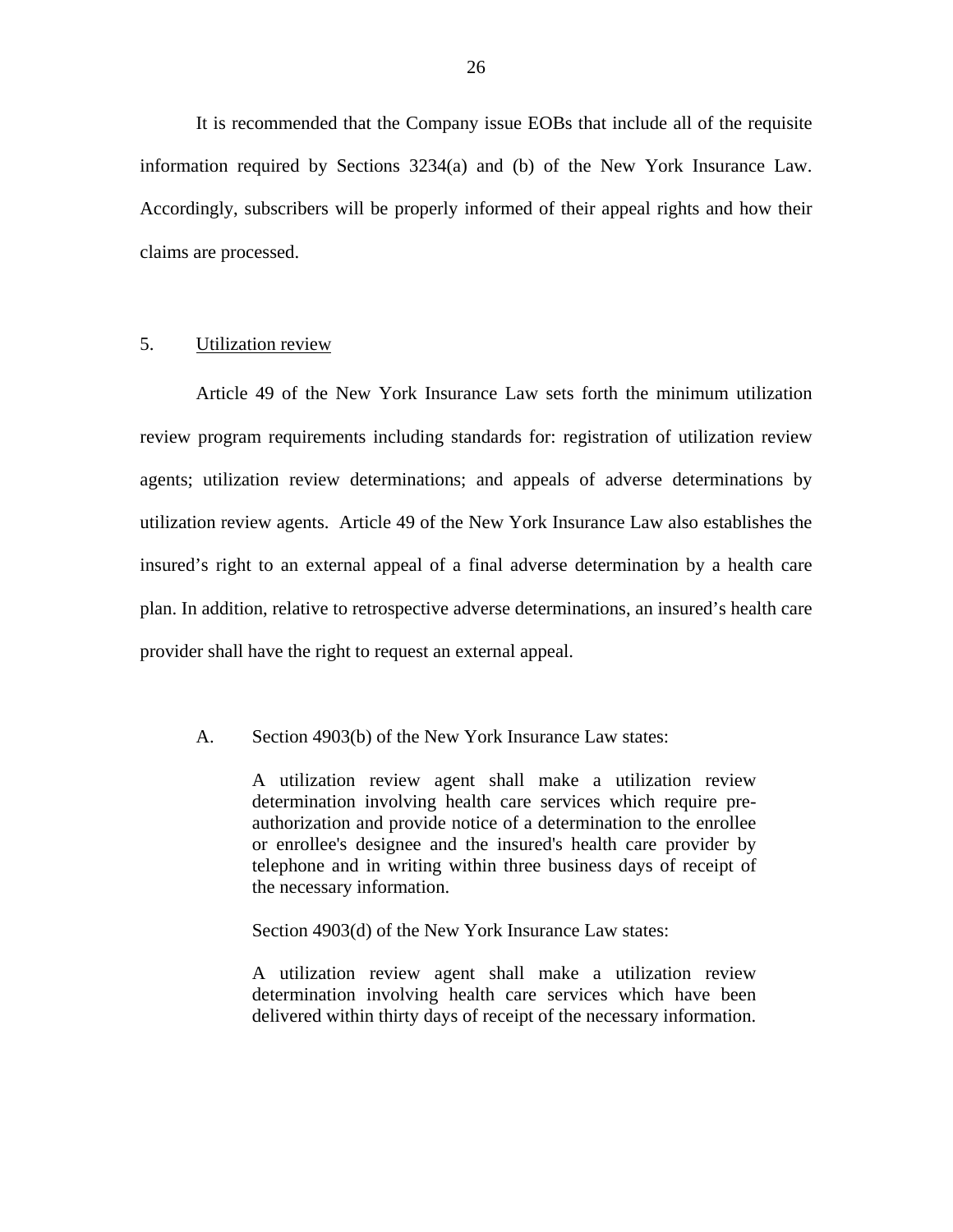It is recommended that the Company issue EOBs that include all of the requisite information required by Sections 3234(a) and (b) of the New York Insurance Law. Accordingly, subscribers will be properly informed of their appeal rights and how their claims are processed.

5. Utilization review

Article 49 of the New York Insurance Law sets forth the minimum utilization review program requirements including standards for: registration of utilization review agents; utilization review determinations; and appeals of adverse determinations by utilization review agents. Article 49 of the New York Insurance Law also establishes the insured's right to an external appeal of a final adverse determination by a health care plan. In addition, relative to retrospective adverse determinations, an insured's health care provider shall have the right to request an external appeal.

A. Section 4903(b) of the New York Insurance Law states:

> A utilization review agent shall make a utilization review determination involving health care services which require pre-authorization and provide notice of a determination to the enrollee or enrollee's designee and the insured's health care provider by telephone and in writing within three business days of receipt of the necessary information.

Section 4903(d) of the New York Insurance Law states:

> A utilization review agent shall make a utilization review determination involving health care services which have been delivered within thirty days of receipt of the necessary information.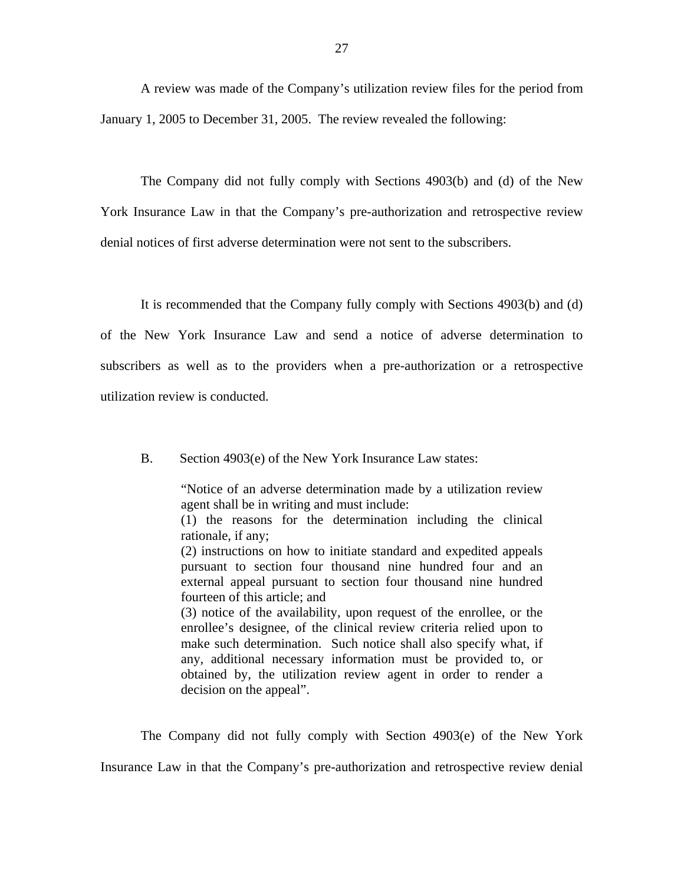A review was made of the Company's utilization review files for the period from January 1, 2005 to December 31, 2005. The review revealed the following:

The Company did not fully comply with Sections 4903(b) and (d) of the New York Insurance Law in that the Company's pre-authorization and retrospective review denial notices of first adverse determination were not sent to the subscribers.

It is recommended that the Company fully comply with Sections 4903(b) and (d) of the New York Insurance Law and send a notice of adverse determination to subscribers as well as to the providers when a pre-authorization or a retrospective utilization review is conducted.

B. Section 4903(e) of the New York Insurance Law states:

> "Notice of an adverse determination made by a utilization review agent shall be in writing and must include:
> (1) the reasons for the determination including the clinical rationale, if any;
> (2) instructions on how to initiate standard and expedited appeals pursuant to section four thousand nine hundred four and an external appeal pursuant to section four thousand nine hundred fourteen of this article; and
> (3) notice of the availability, upon request of the enrollee, or the enrollee's designee, of the clinical review criteria relied upon to make such determination. Such notice shall also specify what, if any, additional necessary information must be provided to, or obtained by, the utilization review agent in order to render a decision on the appeal".

The Company did not fully comply with Section 4903(e) of the New York Insurance Law in that the Company's pre-authorization and retrospective review denial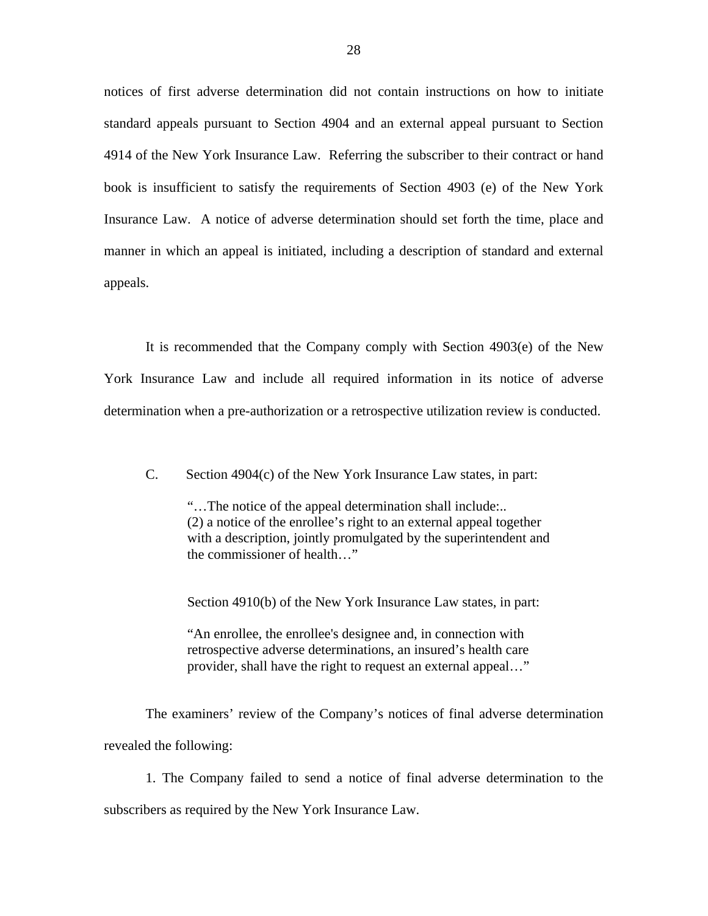notices of first adverse determination did not contain instructions on how to initiate standard appeals pursuant to Section 4904 and an external appeal pursuant to Section 4914 of the New York Insurance Law. Referring the subscriber to their contract or hand book is insufficient to satisfy the requirements of Section 4903 (e) of the New York Insurance Law. A notice of adverse determination should set forth the time, place and manner in which an appeal is initiated, including a description of standard and external appeals.

It is recommended that the Company comply with Section 4903(e) of the New York Insurance Law and include all required information in its notice of adverse determination when a pre-authorization or a retrospective utilization review is conducted.

C. Section 4904(c) of the New York Insurance Law states, in part:

> "…The notice of the appeal determination shall include:..
> (2) a notice of the enrollee's right to an external appeal together with a description, jointly promulgated by the superintendent and the commissioner of health…"

Section 4910(b) of the New York Insurance Law states, in part:

> "An enrollee, the enrollee's designee and, in connection with retrospective adverse determinations, an insured's health care provider, shall have the right to request an external appeal…"

The examiners' review of the Company's notices of final adverse determination revealed the following:

1. The Company failed to send a notice of final adverse determination to the subscribers as required by the New York Insurance Law.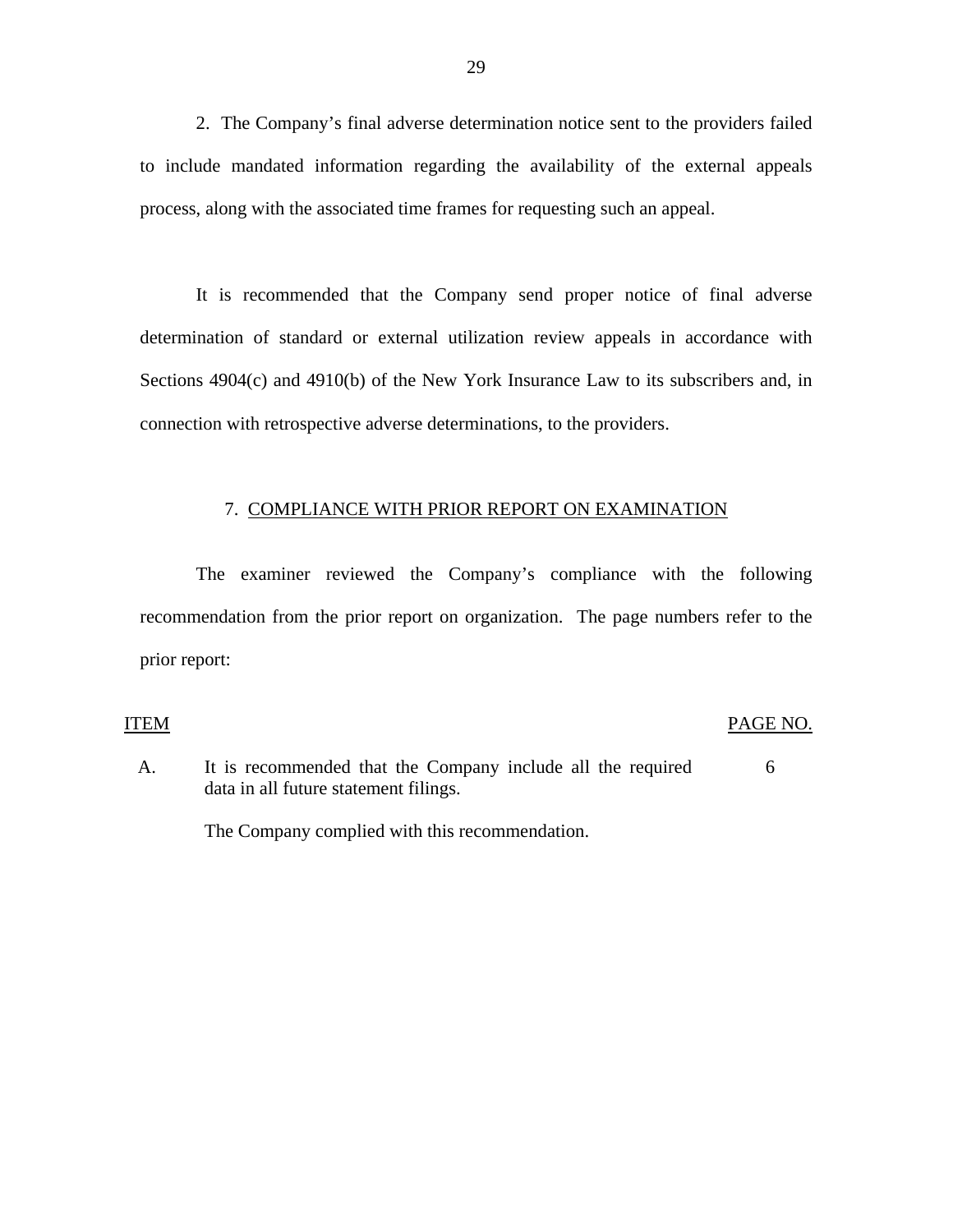2. The Company's final adverse determination notice sent to the providers failed to include mandated information regarding the availability of the external appeals process, along with the associated time frames for requesting such an appeal.

It is recommended that the Company send proper notice of final adverse determination of standard or external utilization review appeals in accordance with Sections 4904(c) and 4910(b) of the New York Insurance Law to its subscribers and, in connection with retrospective adverse determinations, to the providers.

## 7. COMPLIANCE WITH PRIOR REPORT ON EXAMINATION

The examiner reviewed the Company's compliance with the following recommendation from the prior report on organization. The page numbers refer to the prior report:

| ITEM | | PAGE NO. |
|---|---|---|
| A. | It is recommended that the Company include all the required data in all future statement filings. | 6 |
| | The Company complied with this recommendation. | |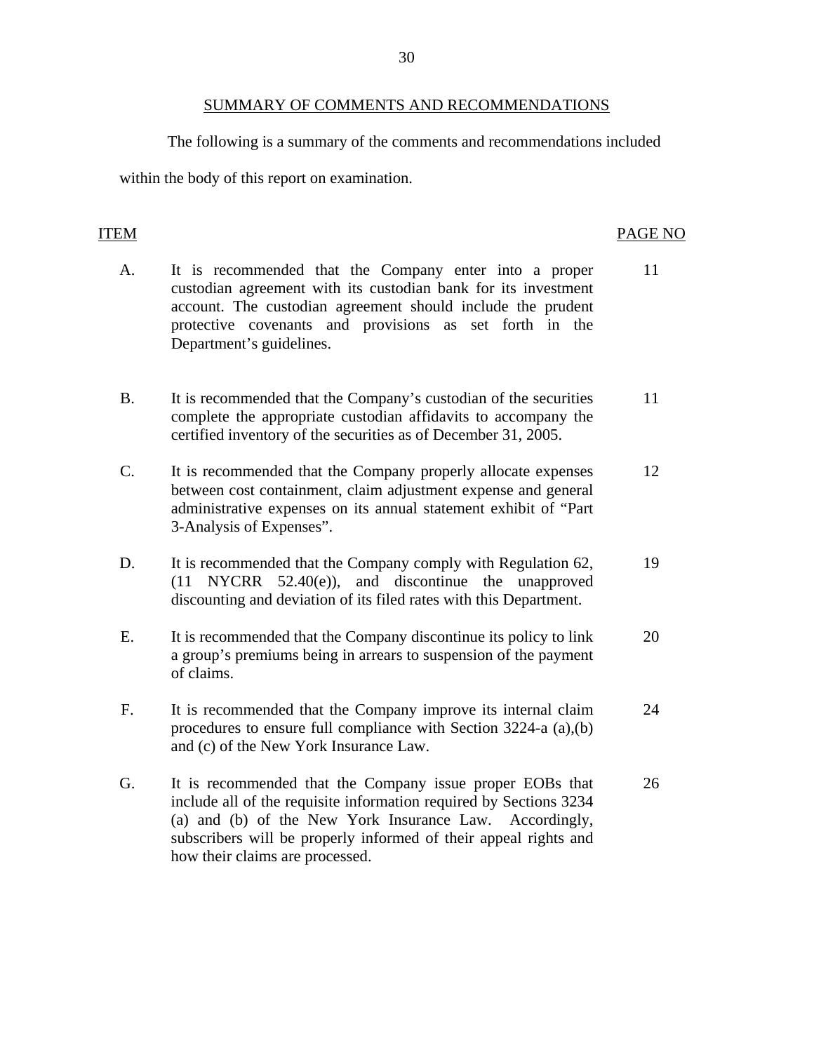## SUMMARY OF COMMENTS AND RECOMMENDATIONS

The following is a summary of the comments and recommendations included within the body of this report on examination.

| ITEM | | PAGE NO |
|---|---|---|
| A. | It is recommended that the Company enter into a proper custodian agreement with its custodian bank for its investment account. The custodian agreement should include the prudent protective covenants and provisions as set forth in the Department's guidelines. | 11 |
| B. | It is recommended that the Company's custodian of the securities complete the appropriate custodian affidavits to accompany the certified inventory of the securities as of December 31, 2005. | 11 |
| C. | It is recommended that the Company properly allocate expenses between cost containment, claim adjustment expense and general administrative expenses on its annual statement exhibit of "Part 3-Analysis of Expenses". | 12 |
| D. | It is recommended that the Company comply with Regulation 62, (11 NYCRR 52.40(e)), and discontinue the unapproved discounting and deviation of its filed rates with this Department. | 19 |
| E. | It is recommended that the Company discontinue its policy to link a group's premiums being in arrears to suspension of the payment of claims. | 20 |
| F. | It is recommended that the Company improve its internal claim procedures to ensure full compliance with Section 3224-a (a),(b) and (c) of the New York Insurance Law. | 24 |
| G. | It is recommended that the Company issue proper EOBs that include all of the requisite information required by Sections 3234 (a) and (b) of the New York Insurance Law. Accordingly, subscribers will be properly informed of their appeal rights and how their claims are processed. | 26 |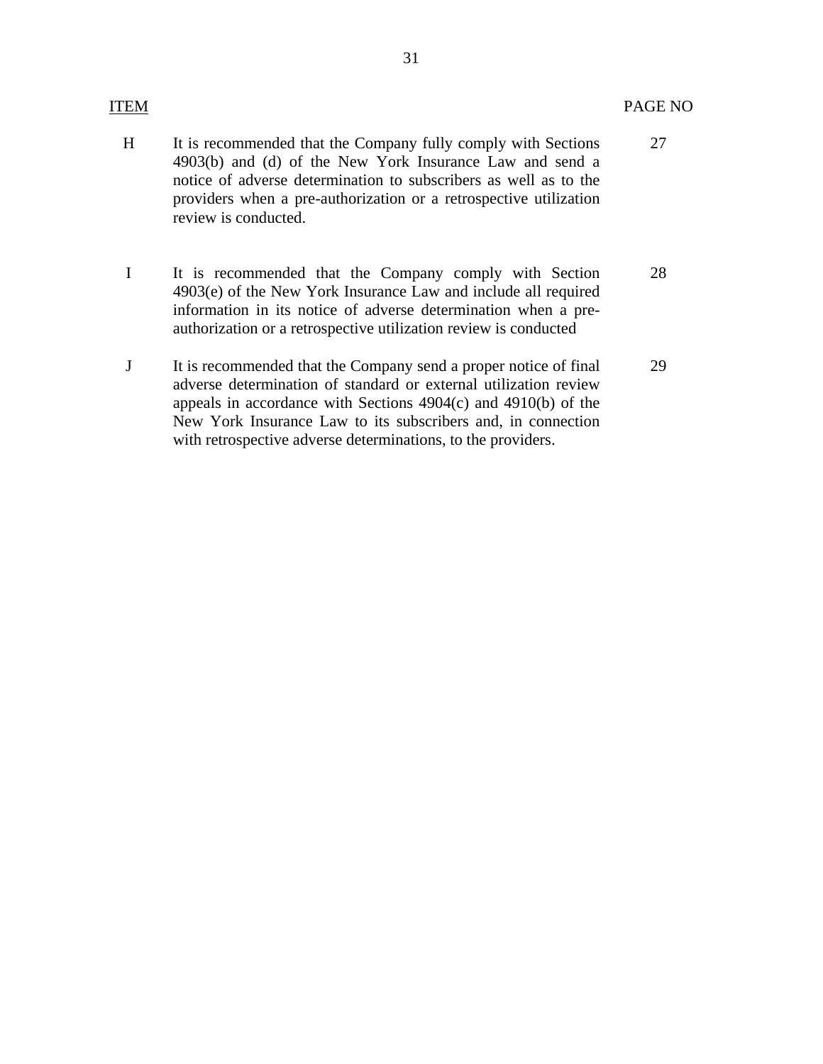| ITEM | | PAGE NO |
| --- | --- | --- |
| H | It is recommended that the Company fully comply with Sections 4903(b) and (d) of the New York Insurance Law and send a notice of adverse determination to subscribers as well as to the providers when a pre-authorization or a retrospective utilization review is conducted. | 27 |
| I | It is recommended that the Company comply with Section 4903(e) of the New York Insurance Law and include all required information in its notice of adverse determination when a pre-authorization or a retrospective utilization review is conducted | 28 |
| J | It is recommended that the Company send a proper notice of final adverse determination of standard or external utilization review appeals in accordance with Sections 4904(c) and 4910(b) of the New York Insurance Law to its subscribers and, in connection with retrospective adverse determinations, to the providers. | 29 |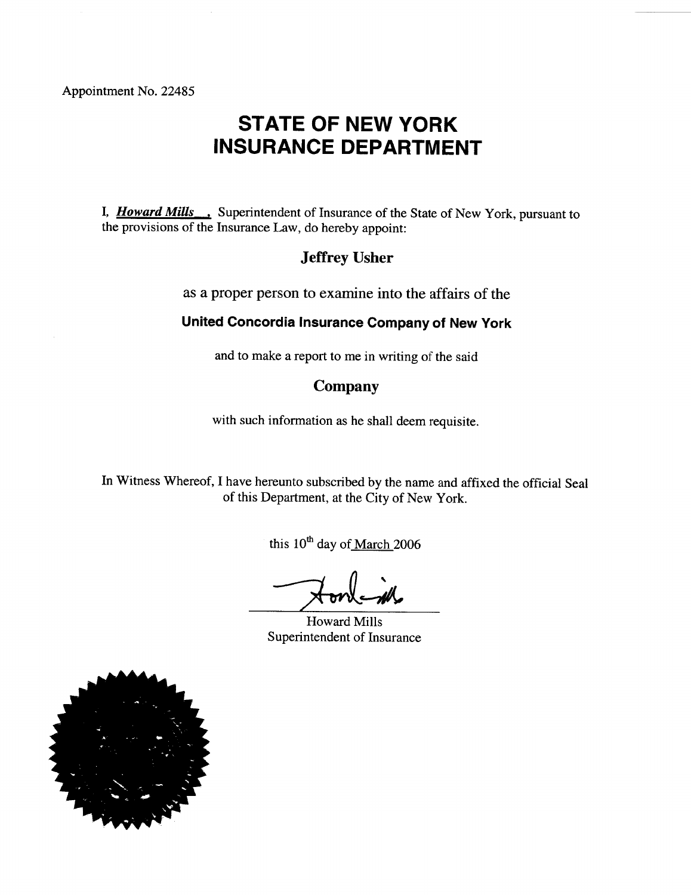Appointment No. 22485

# STATE OF NEW YORK
# INSURANCE DEPARTMENT

I, ***Howard Mills*** , Superintendent of Insurance of the State of New York, pursuant to the provisions of the Insurance Law, do hereby appoint:

**Jeffrey Usher**

as a proper person to examine into the affairs of the

**United Concordia Insurance Company of New York**

and to make a report to me in writing of the said

**Company**

with such information as he shall deem requisite.

In Witness Whereof, I have hereunto subscribed by the name and affixed the official Seal of this Department, at the City of New York.

this 10th day of March 2006

Howard Mills
Superintendent of Insurance